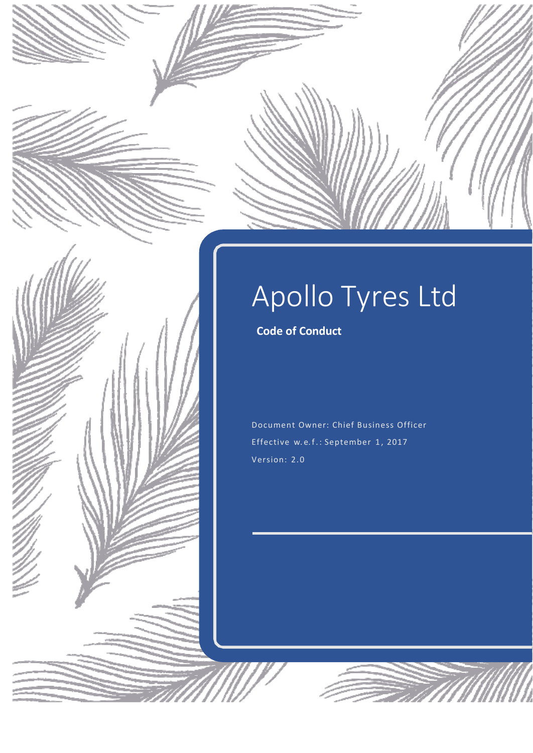# Apollo Tyres Ltd

**Code of Conduct**

Document Owner: Chief Business Officer

Effective w.e.f.: September 1, 2017

Version: 2.0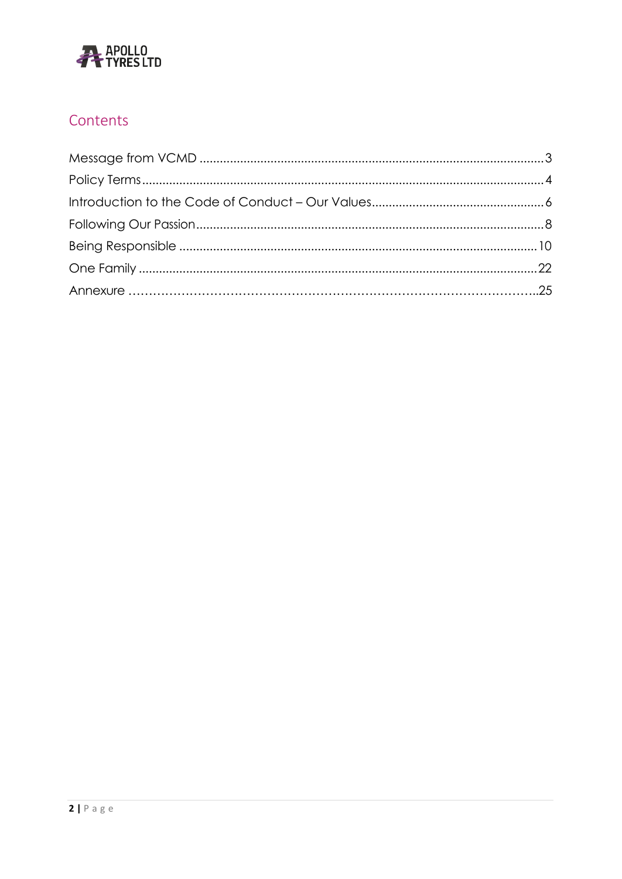## Contents

| | |
|---|---|
| Message from VCMD | 3 |
| Policy Terms | 4 |
| Introduction to the Code of Conduct – Our Values | 6 |
| Following Our Passion | 8 |
| Being Responsible | 10 |
| One Family | 22 |
| Annexure | 25 |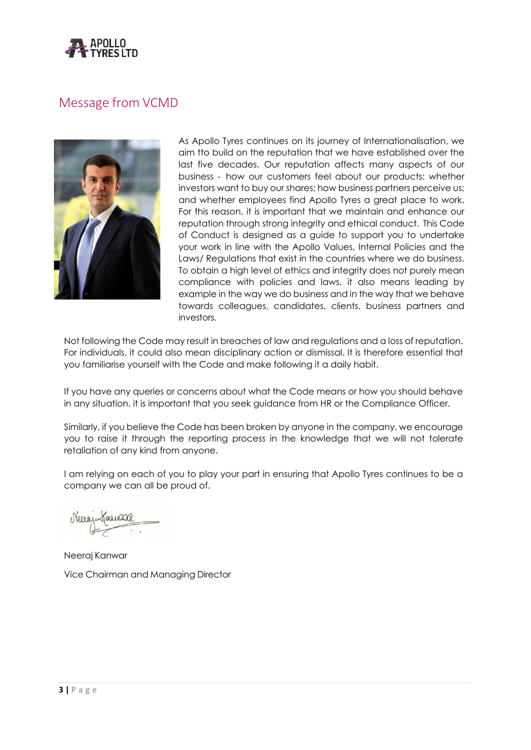## Message from VCMD

As Apollo Tyres continues on its journey of Internationalisation, we aim tto build on the reputation that we have established over the last five decades. Our reputation affects many aspects of our business - how our customers feel about our products; whether investors want to buy our shares; how business partners perceive us; and whether employees find Apollo Tyres a great place to work. For this reason, it is important that we maintain and enhance our reputation through strong integrity and ethical conduct. This Code of Conduct is designed as a guide to support you to undertake your work in line with the Apollo Values, Internal Policies and the Laws/ Regulations that exist in the countries where we do business. To obtain a high level of ethics and integrity does not purely mean compliance with policies and laws, it also means leading by example in the way we do business and in the way that we behave towards colleagues, candidates, clients, business partners and investors.

Not following the Code may result in breaches of law and regulations and a loss of reputation. For individuals, it could also mean disciplinary action or dismissal. It is therefore essential that you familiarise yourself with the Code and make following it a daily habit.

If you have any queries or concerns about what the Code means or how you should behave in any situation, it is important that you seek guidance from HR or the Compliance Officer.

Similarly, if you believe the Code has been broken by anyone in the company, we encourage you to raise it through the reporting process in the knowledge that we will not tolerate retaliation of any kind from anyone.

I am relying on each of you to play your part in ensuring that Apollo Tyres continues to be a company we can all be proud of.

Neeraj Kanwar

Vice Chairman and Managing Director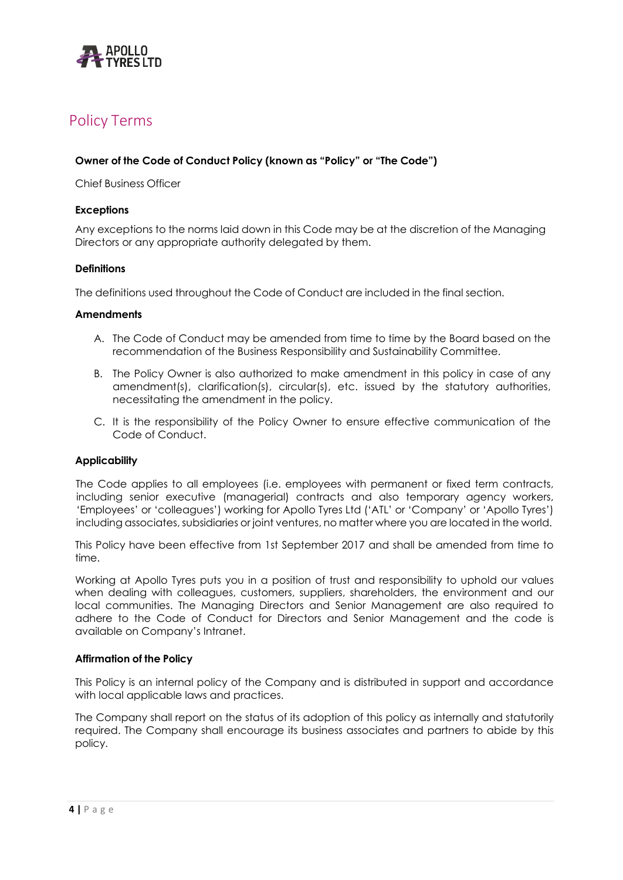# Policy Terms

**Owner of the Code of Conduct Policy (known as "Policy" or "The Code")**

Chief Business Officer

**Exceptions**

Any exceptions to the norms laid down in this Code may be at the discretion of the Managing Directors or any appropriate authority delegated by them.

**Definitions**

The definitions used throughout the Code of Conduct are included in the final section.

**Amendments**

A. The Code of Conduct may be amended from time to time by the Board based on the recommendation of the Business Responsibility and Sustainability Committee.

B. The Policy Owner is also authorized to make amendment in this policy in case of any amendment(s), clarification(s), circular(s), etc. issued by the statutory authorities, necessitating the amendment in the policy.

C. It is the responsibility of the Policy Owner to ensure effective communication of the Code of Conduct.

**Applicability**

The Code applies to all employees (i.e. employees with permanent or fixed term contracts, including senior executive (managerial) contracts and also temporary agency workers, 'Employees' or 'colleagues') working for Apollo Tyres Ltd ('ATL' or 'Company' or 'Apollo Tyres') including associates, subsidiaries or joint ventures, no matter where you are located in the world.

This Policy have been effective from 1st September 2017 and shall be amended from time to time.

Working at Apollo Tyres puts you in a position of trust and responsibility to uphold our values when dealing with colleagues, customers, suppliers, shareholders, the environment and our local communities. The Managing Directors and Senior Management are also required to adhere to the Code of Conduct for Directors and Senior Management and the code is available on Company's Intranet.

**Affirmation of the Policy**

This Policy is an internal policy of the Company and is distributed in support and accordance with local applicable laws and practices.

The Company shall report on the status of its adoption of this policy as internally and statutorily required. The Company shall encourage its business associates and partners to abide by this policy.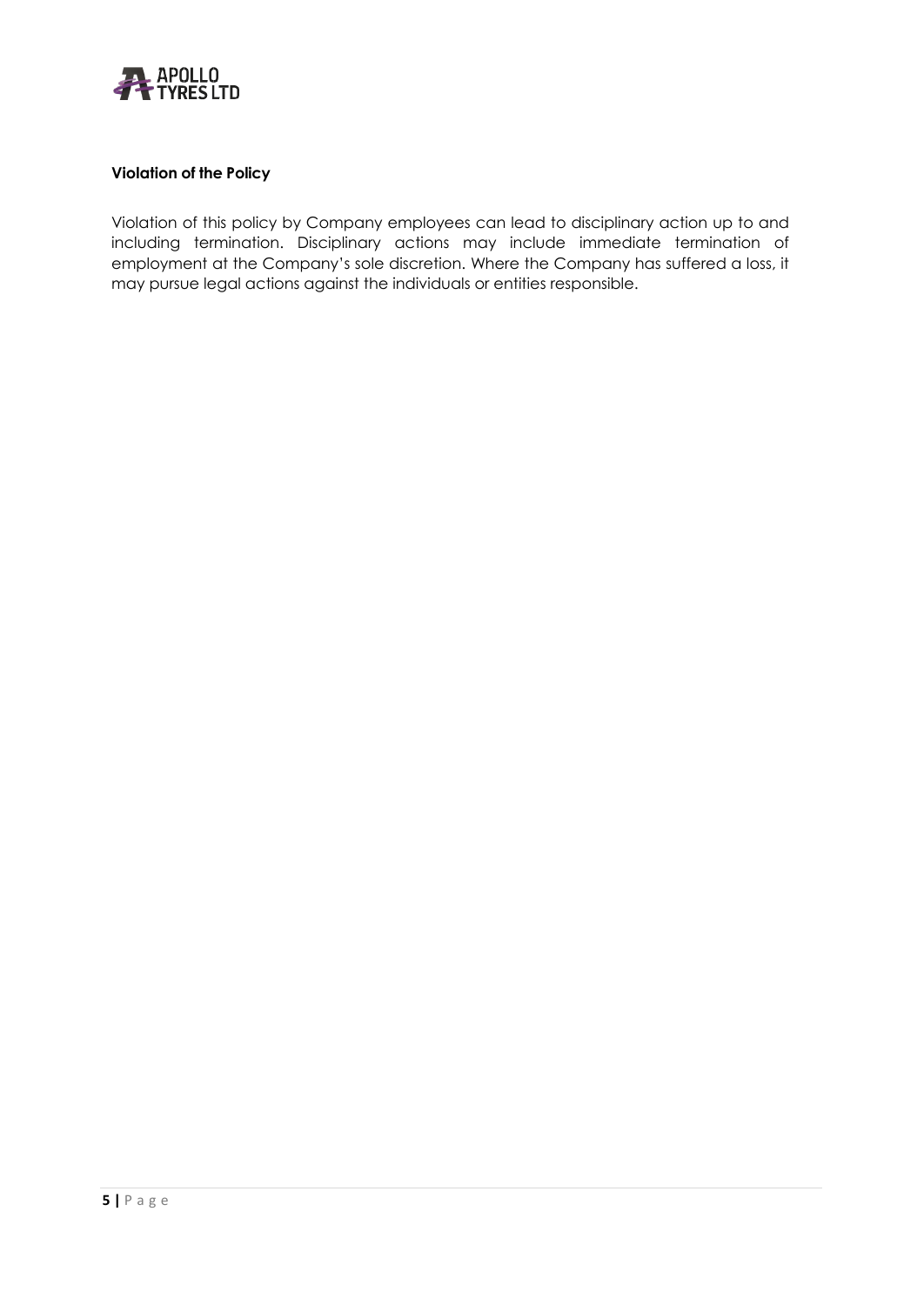**Violation of the Policy**

Violation of this policy by Company employees can lead to disciplinary action up to and including termination. Disciplinary actions may include immediate termination of employment at the Company's sole discretion. Where the Company has suffered a loss, it may pursue legal actions against the individuals or entities responsible.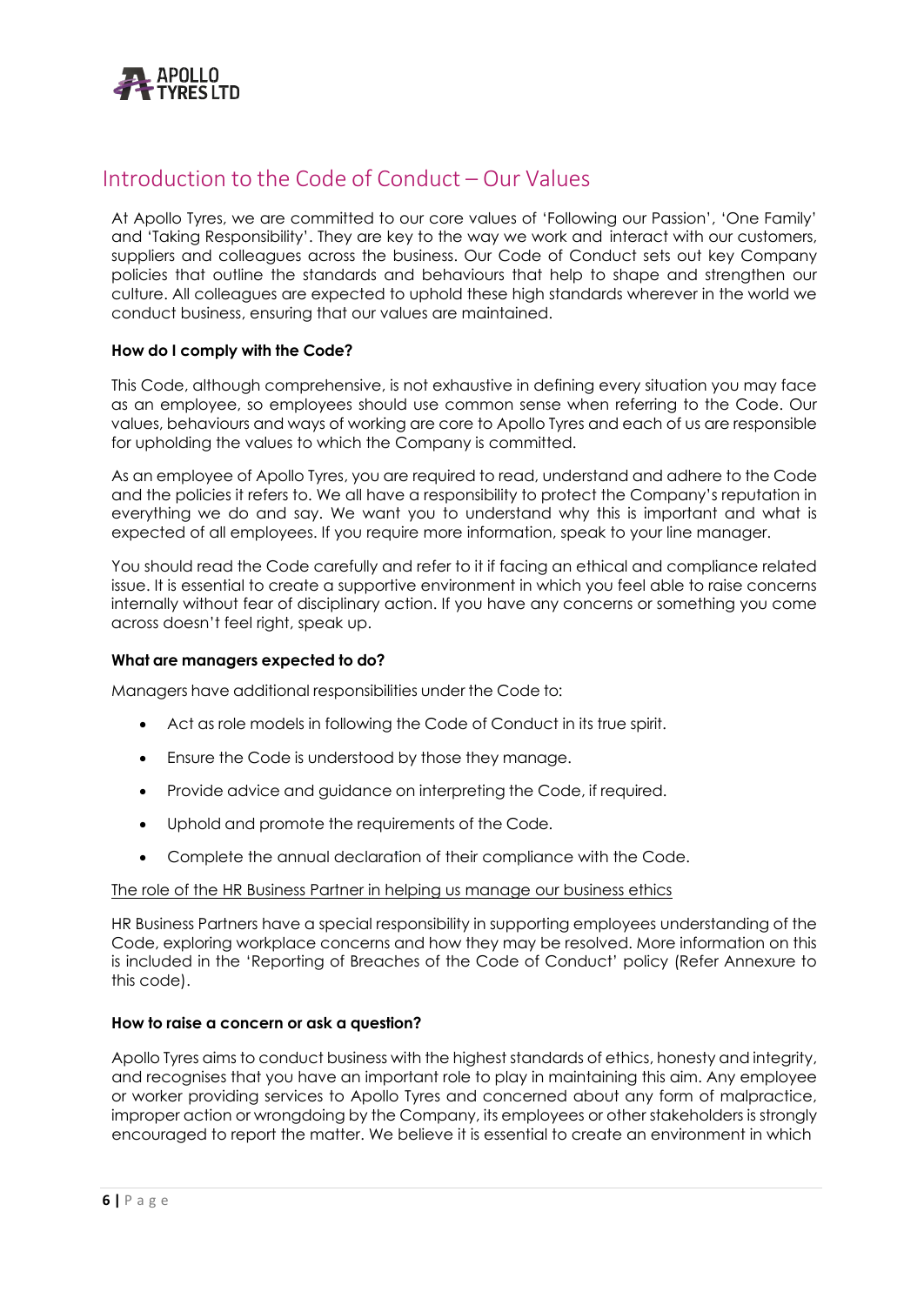# Introduction to the Code of Conduct – Our Values

At Apollo Tyres, we are committed to our core values of 'Following our Passion', 'One Family' and 'Taking Responsibility'. They are key to the way we work and interact with our customers, suppliers and colleagues across the business. Our Code of Conduct sets out key Company policies that outline the standards and behaviours that help to shape and strengthen our culture. All colleagues are expected to uphold these high standards wherever in the world we conduct business, ensuring that our values are maintained.

**How do I comply with the Code?**

This Code, although comprehensive, is not exhaustive in defining every situation you may face as an employee, so employees should use common sense when referring to the Code. Our values, behaviours and ways of working are core to Apollo Tyres and each of us are responsible for upholding the values to which the Company is committed.

As an employee of Apollo Tyres, you are required to read, understand and adhere to the Code and the policies it refers to. We all have a responsibility to protect the Company's reputation in everything we do and say. We want you to understand why this is important and what is expected of all employees. If you require more information, speak to your line manager.

You should read the Code carefully and refer to it if facing an ethical and compliance related issue. It is essential to create a supportive environment in which you feel able to raise concerns internally without fear of disciplinary action. If you have any concerns or something you come across doesn't feel right, speak up.

**What are managers expected to do?**

Managers have additional responsibilities under the Code to:

- Act as role models in following the Code of Conduct in its true spirit.
- Ensure the Code is understood by those they manage.
- Provide advice and guidance on interpreting the Code, if required.
- Uphold and promote the requirements of the Code.
- Complete the annual declaration of their compliance with the Code.

<u>The role of the HR Business Partner in helping us manage our business ethics</u>

HR Business Partners have a special responsibility in supporting employees understanding of the Code, exploring workplace concerns and how they may be resolved. More information on this is included in the 'Reporting of Breaches of the Code of Conduct' policy (Refer Annexure to this code).

**How to raise a concern or ask a question?**

Apollo Tyres aims to conduct business with the highest standards of ethics, honesty and integrity, and recognises that you have an important role to play in maintaining this aim. Any employee or worker providing services to Apollo Tyres and concerned about any form of malpractice, improper action or wrongdoing by the Company, its employees or other stakeholders is strongly encouraged to report the matter. We believe it is essential to create an environment in which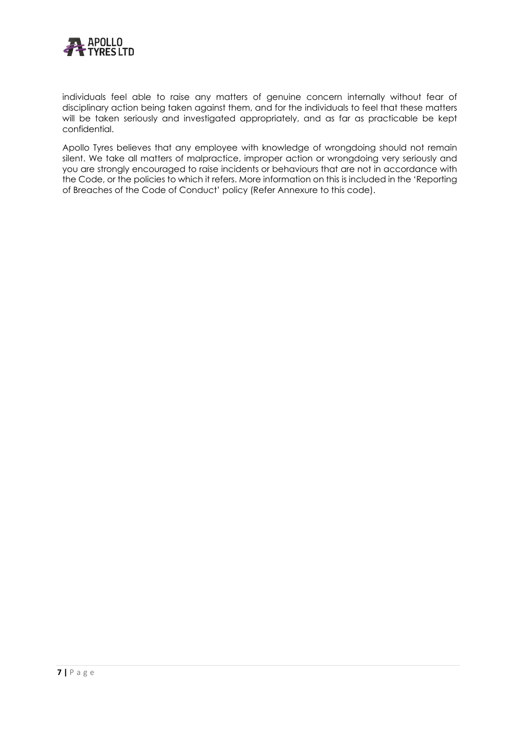individuals feel able to raise any matters of genuine concern internally without fear of disciplinary action being taken against them, and for the individuals to feel that these matters will be taken seriously and investigated appropriately, and as far as practicable be kept confidential.

Apollo Tyres believes that any employee with knowledge of wrongdoing should not remain silent. We take all matters of malpractice, improper action or wrongdoing very seriously and you are strongly encouraged to raise incidents or behaviours that are not in accordance with the Code, or the policies to which it refers. More information on this is included in the 'Reporting of Breaches of the Code of Conduct' policy (Refer Annexure to this code).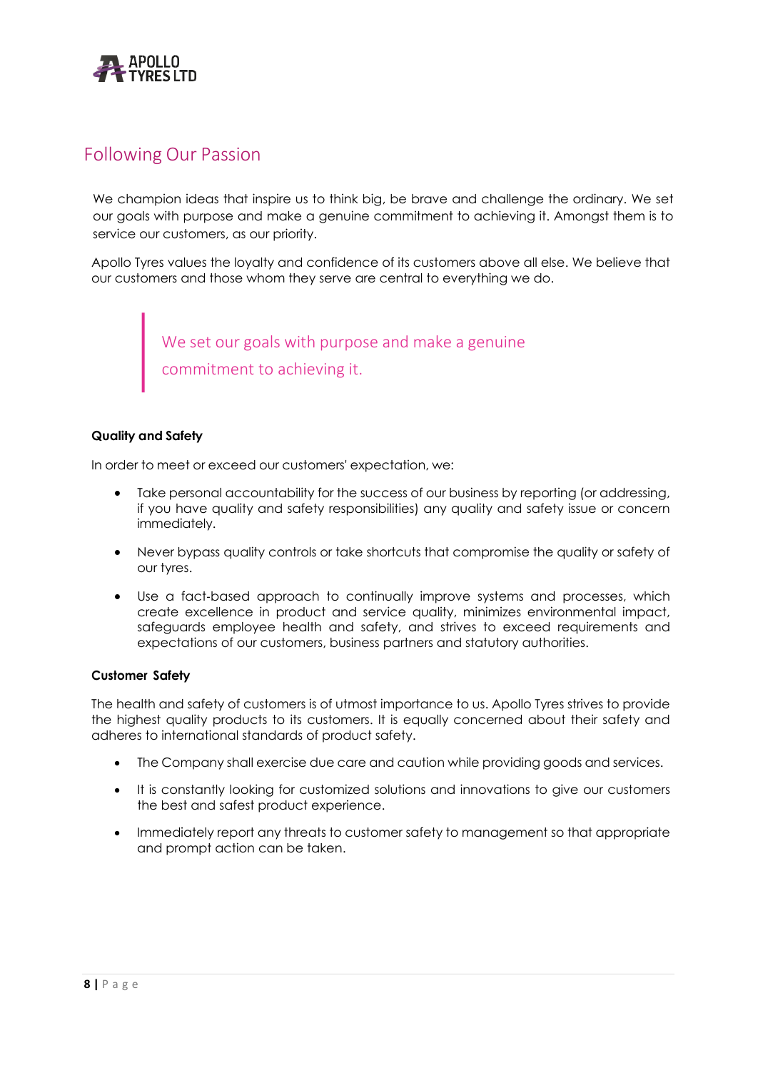## Following Our Passion

We champion ideas that inspire us to think big, be brave and challenge the ordinary. We set our goals with purpose and make a genuine commitment to achieving it. Amongst them is to service our customers, as our priority.

Apollo Tyres values the loyalty and confidence of its customers above all else. We believe that our customers and those whom they serve are central to everything we do.

> We set our goals with purpose and make a genuine commitment to achieving it.

**Quality and Safety**

In order to meet or exceed our customers' expectation, we:

- Take personal accountability for the success of our business by reporting (or addressing, if you have quality and safety responsibilities) any quality and safety issue or concern immediately.
- Never bypass quality controls or take shortcuts that compromise the quality or safety of our tyres.
- Use a fact-based approach to continually improve systems and processes, which create excellence in product and service quality, minimizes environmental impact, safeguards employee health and safety, and strives to exceed requirements and expectations of our customers, business partners and statutory authorities.

**Customer Safety**

The health and safety of customers is of utmost importance to us. Apollo Tyres strives to provide the highest quality products to its customers. It is equally concerned about their safety and adheres to international standards of product safety.

- The Company shall exercise due care and caution while providing goods and services.
- It is constantly looking for customized solutions and innovations to give our customers the best and safest product experience.
- Immediately report any threats to customer safety to management so that appropriate and prompt action can be taken.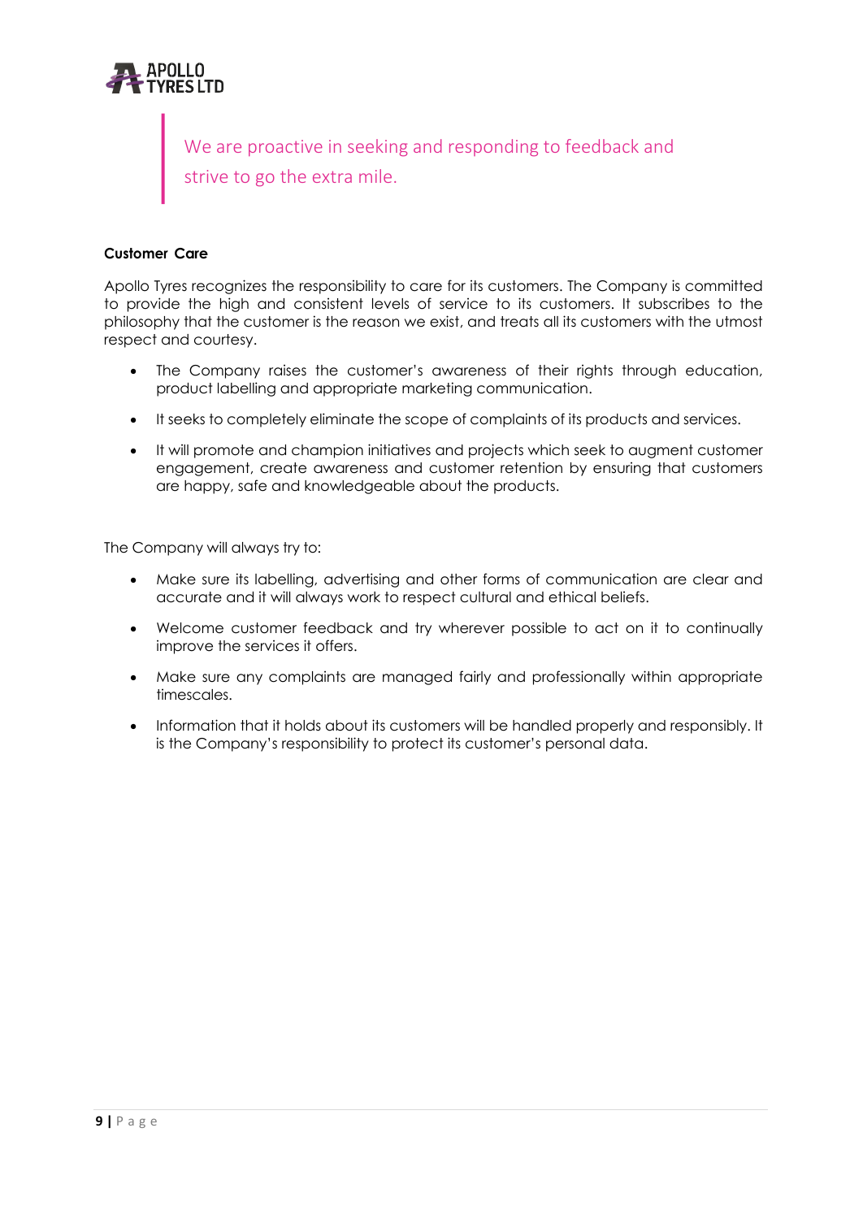> We are proactive in seeking and responding to feedback and strive to go the extra mile.

**Customer Care**

Apollo Tyres recognizes the responsibility to care for its customers. The Company is committed to provide the high and consistent levels of service to its customers. It subscribes to the philosophy that the customer is the reason we exist, and treats all its customers with the utmost respect and courtesy.

- The Company raises the customer's awareness of their rights through education, product labelling and appropriate marketing communication.
- It seeks to completely eliminate the scope of complaints of its products and services.
- It will promote and champion initiatives and projects which seek to augment customer engagement, create awareness and customer retention by ensuring that customers are happy, safe and knowledgeable about the products.

The Company will always try to:

- Make sure its labelling, advertising and other forms of communication are clear and accurate and it will always work to respect cultural and ethical beliefs.
- Welcome customer feedback and try wherever possible to act on it to continually improve the services it offers.
- Make sure any complaints are managed fairly and professionally within appropriate timescales.
- Information that it holds about its customers will be handled properly and responsibly. It is the Company's responsibility to protect its customer's personal data.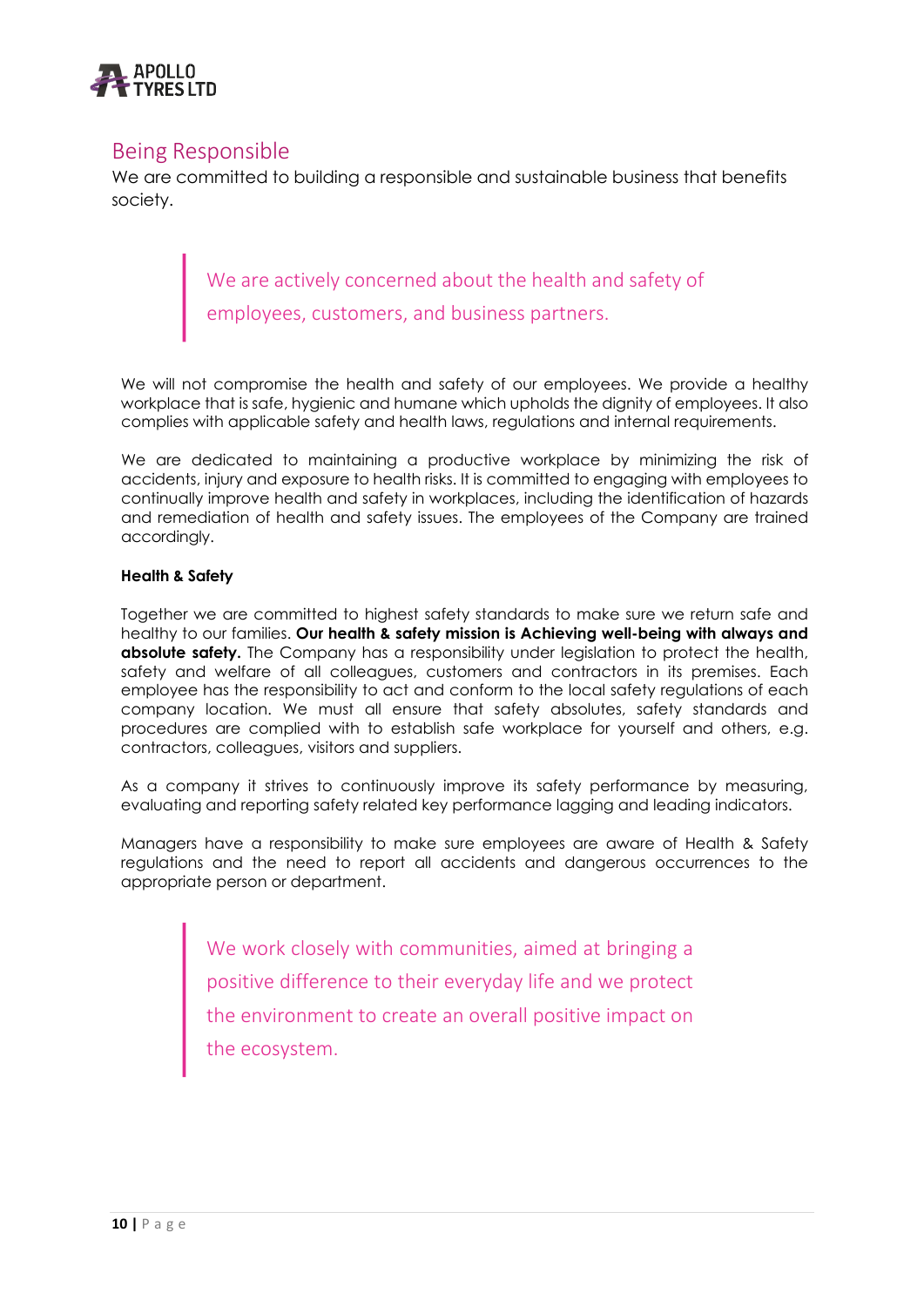## Being Responsible

We are committed to building a responsible and sustainable business that benefits society.

> We are actively concerned about the health and safety of employees, customers, and business partners.

We will not compromise the health and safety of our employees. We provide a healthy workplace that is safe, hygienic and humane which upholds the dignity of employees. It also complies with applicable safety and health laws, regulations and internal requirements.

We are dedicated to maintaining a productive workplace by minimizing the risk of accidents, injury and exposure to health risks. It is committed to engaging with employees to continually improve health and safety in workplaces, including the identification of hazards and remediation of health and safety issues. The employees of the Company are trained accordingly.

**Health & Safety**

Together we are committed to highest safety standards to make sure we return safe and healthy to our families. **Our health & safety mission is Achieving well-being with always and absolute safety.** The Company has a responsibility under legislation to protect the health, safety and welfare of all colleagues, customers and contractors in its premises. Each employee has the responsibility to act and conform to the local safety regulations of each company location. We must all ensure that safety absolutes, safety standards and procedures are complied with to establish safe workplace for yourself and others, e.g. contractors, colleagues, visitors and suppliers.

As a company it strives to continuously improve its safety performance by measuring, evaluating and reporting safety related key performance lagging and leading indicators.

Managers have a responsibility to make sure employees are aware of Health & Safety regulations and the need to report all accidents and dangerous occurrences to the appropriate person or department.

> We work closely with communities, aimed at bringing a positive difference to their everyday life and we protect the environment to create an overall positive impact on the ecosystem.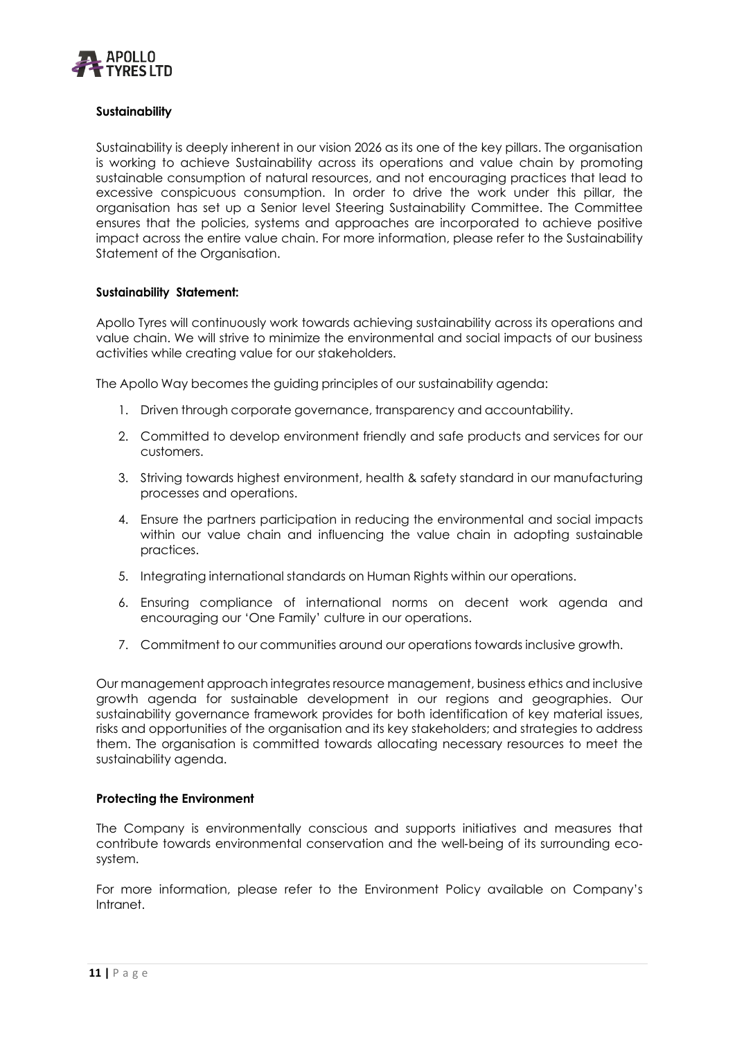**Sustainability**

Sustainability is deeply inherent in our vision 2026 as its one of the key pillars. The organisation is working to achieve Sustainability across its operations and value chain by promoting sustainable consumption of natural resources, and not encouraging practices that lead to excessive conspicuous consumption. In order to drive the work under this pillar, the organisation has set up a Senior level Steering Sustainability Committee. The Committee ensures that the policies, systems and approaches are incorporated to achieve positive impact across the entire value chain. For more information, please refer to the Sustainability Statement of the Organisation.

**Sustainability Statement:**

Apollo Tyres will continuously work towards achieving sustainability across its operations and value chain. We will strive to minimize the environmental and social impacts of our business activities while creating value for our stakeholders.

The Apollo Way becomes the guiding principles of our sustainability agenda:

1. Driven through corporate governance, transparency and accountability.
2. Committed to develop environment friendly and safe products and services for our customers.
3. Striving towards highest environment, health & safety standard in our manufacturing processes and operations.
4. Ensure the partners participation in reducing the environmental and social impacts within our value chain and influencing the value chain in adopting sustainable practices.
5. Integrating international standards on Human Rights within our operations.
6. Ensuring compliance of international norms on decent work agenda and encouraging our 'One Family' culture in our operations.
7. Commitment to our communities around our operations towards inclusive growth.

Our management approach integrates resource management, business ethics and inclusive growth agenda for sustainable development in our regions and geographies. Our sustainability governance framework provides for both identification of key material issues, risks and opportunities of the organisation and its key stakeholders; and strategies to address them. The organisation is committed towards allocating necessary resources to meet the sustainability agenda.

**Protecting the Environment**

The Company is environmentally conscious and supports initiatives and measures that contribute towards environmental conservation and the well-being of its surrounding eco-system.

For more information, please refer to the Environment Policy available on Company's Intranet.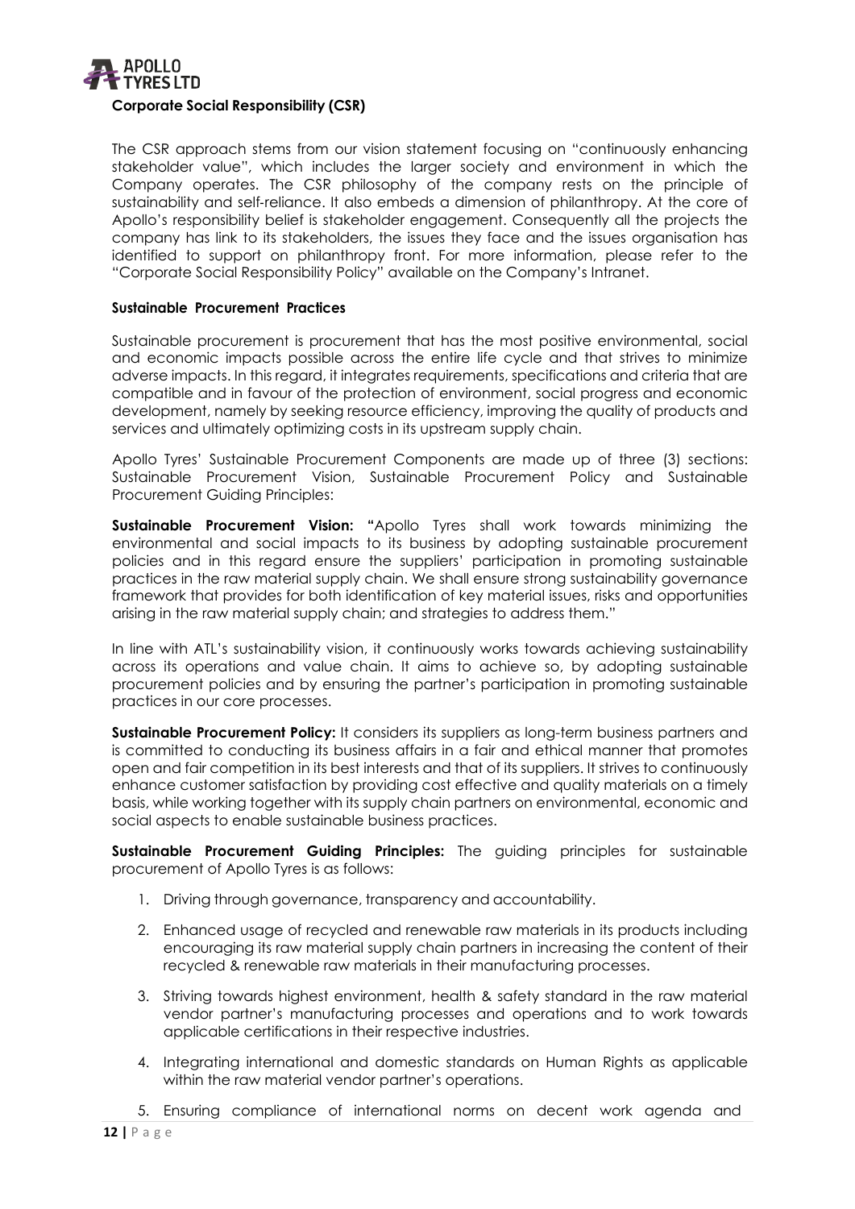## Corporate Social Responsibility (CSR)

The CSR approach stems from our vision statement focusing on "continuously enhancing stakeholder value", which includes the larger society and environment in which the Company operates. The CSR philosophy of the company rests on the principle of sustainability and self-reliance. It also embeds a dimension of philanthropy. At the core of Apollo's responsibility belief is stakeholder engagement. Consequently all the projects the company has link to its stakeholders, the issues they face and the issues organisation has identified to support on philanthropy front. For more information, please refer to the "Corporate Social Responsibility Policy" available on the Company's Intranet.

### Sustainable Procurement Practices

Sustainable procurement is procurement that has the most positive environmental, social and economic impacts possible across the entire life cycle and that strives to minimize adverse impacts. In this regard, it integrates requirements, specifications and criteria that are compatible and in favour of the protection of environment, social progress and economic development, namely by seeking resource efficiency, improving the quality of products and services and ultimately optimizing costs in its upstream supply chain.

Apollo Tyres' Sustainable Procurement Components are made up of three (3) sections: Sustainable Procurement Vision, Sustainable Procurement Policy and Sustainable Procurement Guiding Principles:

**Sustainable Procurement Vision:** "Apollo Tyres shall work towards minimizing the environmental and social impacts to its business by adopting sustainable procurement policies and in this regard ensure the suppliers' participation in promoting sustainable practices in the raw material supply chain. We shall ensure strong sustainability governance framework that provides for both identification of key material issues, risks and opportunities arising in the raw material supply chain; and strategies to address them."

In line with ATL's sustainability vision, it continuously works towards achieving sustainability across its operations and value chain. It aims to achieve so, by adopting sustainable procurement policies and by ensuring the partner's participation in promoting sustainable practices in our core processes.

**Sustainable Procurement Policy:** It considers its suppliers as long-term business partners and is committed to conducting its business affairs in a fair and ethical manner that promotes open and fair competition in its best interests and that of its suppliers. It strives to continuously enhance customer satisfaction by providing cost effective and quality materials on a timely basis, while working together with its supply chain partners on environmental, economic and social aspects to enable sustainable business practices.

**Sustainable Procurement Guiding Principles:** The guiding principles for sustainable procurement of Apollo Tyres is as follows:

1. Driving through governance, transparency and accountability.
2. Enhanced usage of recycled and renewable raw materials in its products including encouraging its raw material supply chain partners in increasing the content of their recycled & renewable raw materials in their manufacturing processes.
3. Striving towards highest environment, health & safety standard in the raw material vendor partner's manufacturing processes and operations and to work towards applicable certifications in their respective industries.
4. Integrating international and domestic standards on Human Rights as applicable within the raw material vendor partner's operations.
5. Ensuring compliance of international norms on decent work agenda and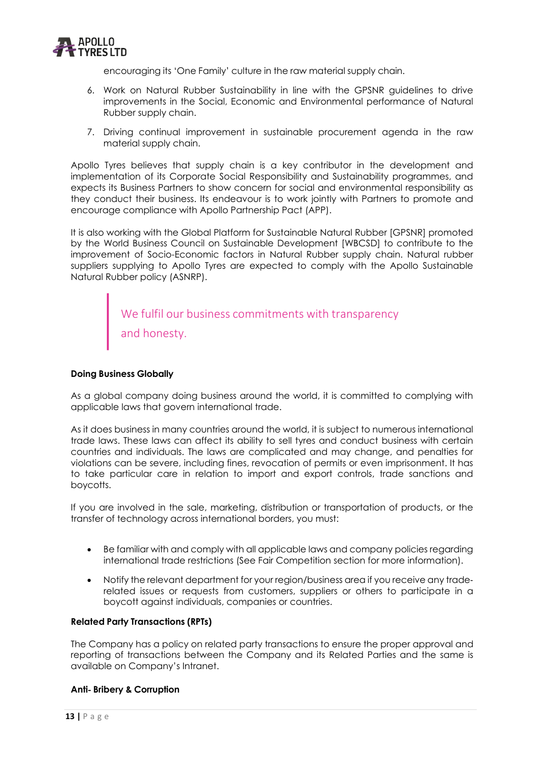encouraging its 'One Family' culture in the raw material supply chain.

6. Work on Natural Rubber Sustainability in line with the GPSNR guidelines to drive improvements in the Social, Economic and Environmental performance of Natural Rubber supply chain.
7. Driving continual improvement in sustainable procurement agenda in the raw material supply chain.

Apollo Tyres believes that supply chain is a key contributor in the development and implementation of its Corporate Social Responsibility and Sustainability programmes, and expects its Business Partners to show concern for social and environmental responsibility as they conduct their business. Its endeavour is to work jointly with Partners to promote and encourage compliance with Apollo Partnership Pact (APP).

It is also working with the Global Platform for Sustainable Natural Rubber [GPSNR] promoted by the World Business Council on Sustainable Development [WBCSD] to contribute to the improvement of Socio-Economic factors in Natural Rubber supply chain. Natural rubber suppliers supplying to Apollo Tyres are expected to comply with the Apollo Sustainable Natural Rubber policy (ASNRP).

> We fulfil our business commitments with transparency and honesty.

**Doing Business Globally**

As a global company doing business around the world, it is committed to complying with applicable laws that govern international trade.

As it does business in many countries around the world, it is subject to numerous international trade laws. These laws can affect its ability to sell tyres and conduct business with certain countries and individuals. The laws are complicated and may change, and penalties for violations can be severe, including fines, revocation of permits or even imprisonment. It has to take particular care in relation to import and export controls, trade sanctions and boycotts.

If you are involved in the sale, marketing, distribution or transportation of products, or the transfer of technology across international borders, you must:

- Be familiar with and comply with all applicable laws and company policies regarding international trade restrictions (See Fair Competition section for more information).
- Notify the relevant department for your region/business area if you receive any trade-related issues or requests from customers, suppliers or others to participate in a boycott against individuals, companies or countries.

**Related Party Transactions (RPTs)**

The Company has a policy on related party transactions to ensure the proper approval and reporting of transactions between the Company and its Related Parties and the same is available on Company's Intranet.

**Anti- Bribery & Corruption**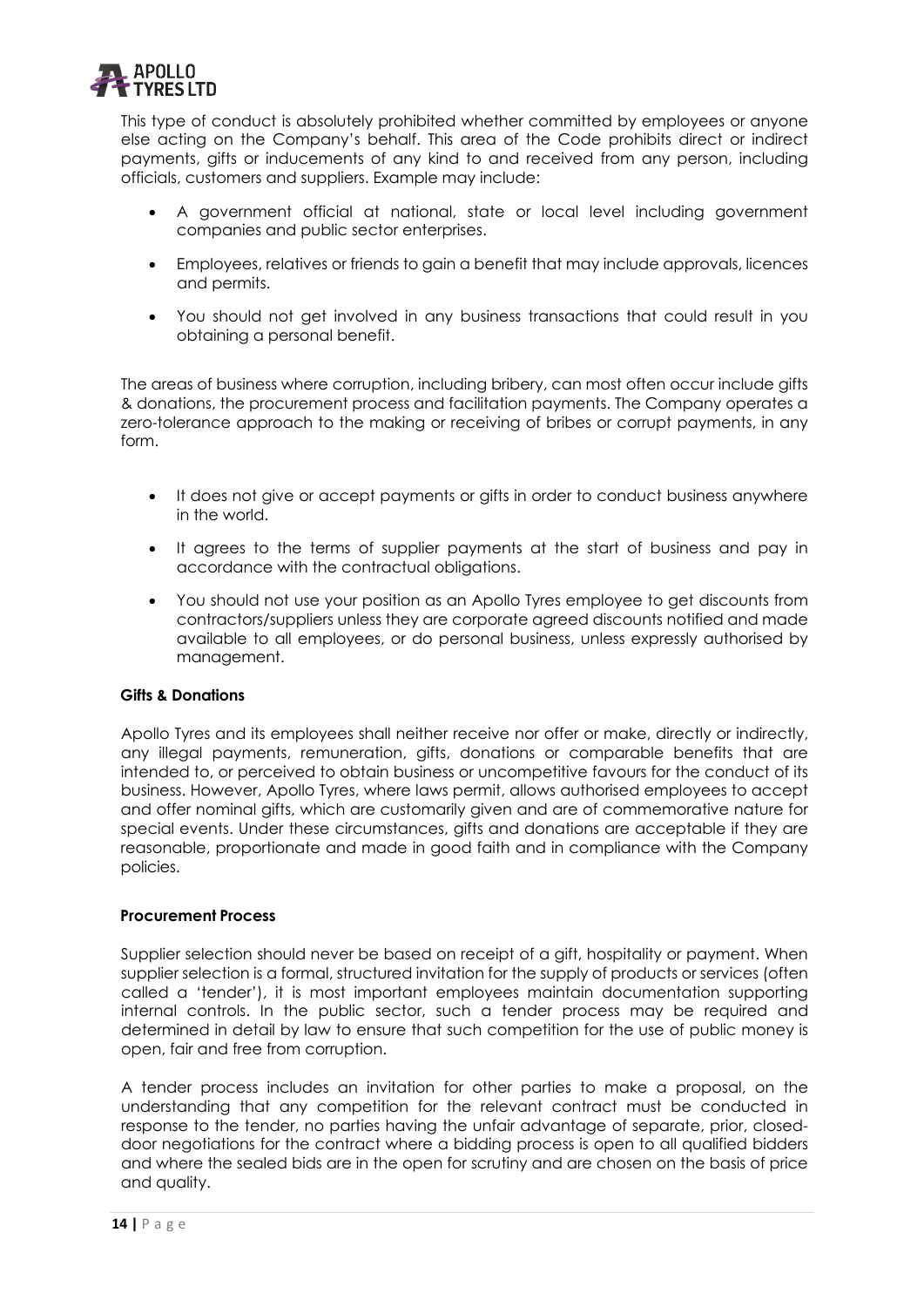This type of conduct is absolutely prohibited whether committed by employees or anyone else acting on the Company's behalf. This area of the Code prohibits direct or indirect payments, gifts or inducements of any kind to and received from any person, including officials, customers and suppliers. Example may include:

- A government official at national, state or local level including government companies and public sector enterprises.
- Employees, relatives or friends to gain a benefit that may include approvals, licences and permits.
- You should not get involved in any business transactions that could result in you obtaining a personal benefit.

The areas of business where corruption, including bribery, can most often occur include gifts & donations, the procurement process and facilitation payments. The Company operates a zero-tolerance approach to the making or receiving of bribes or corrupt payments, in any form.

- It does not give or accept payments or gifts in order to conduct business anywhere in the world.
- It agrees to the terms of supplier payments at the start of business and pay in accordance with the contractual obligations.
- You should not use your position as an Apollo Tyres employee to get discounts from contractors/suppliers unless they are corporate agreed discounts notified and made available to all employees, or do personal business, unless expressly authorised by management.

**Gifts & Donations**

Apollo Tyres and its employees shall neither receive nor offer or make, directly or indirectly, any illegal payments, remuneration, gifts, donations or comparable benefits that are intended to, or perceived to obtain business or uncompetitive favours for the conduct of its business. However, Apollo Tyres, where laws permit, allows authorised employees to accept and offer nominal gifts, which are customarily given and are of commemorative nature for special events. Under these circumstances, gifts and donations are acceptable if they are reasonable, proportionate and made in good faith and in compliance with the Company policies.

**Procurement Process**

Supplier selection should never be based on receipt of a gift, hospitality or payment. When supplier selection is a formal, structured invitation for the supply of products or services (often called a 'tender'), it is most important employees maintain documentation supporting internal controls. In the public sector, such a tender process may be required and determined in detail by law to ensure that such competition for the use of public money is open, fair and free from corruption.

A tender process includes an invitation for other parties to make a proposal, on the understanding that any competition for the relevant contract must be conducted in response to the tender, no parties having the unfair advantage of separate, prior, closed-door negotiations for the contract where a bidding process is open to all qualified bidders and where the sealed bids are in the open for scrutiny and are chosen on the basis of price and quality.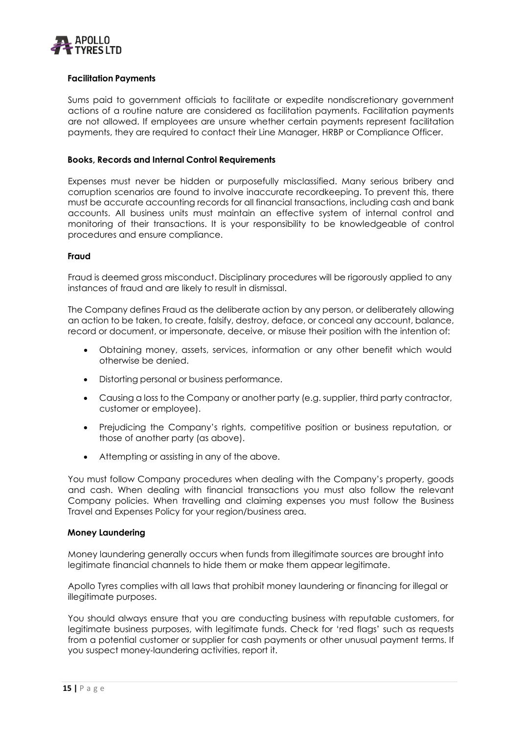### Facilitation Payments

Sums paid to government officials to facilitate or expedite nondiscretionary government actions of a routine nature are considered as facilitation payments. Facilitation payments are not allowed. If employees are unsure whether certain payments represent facilitation payments, they are required to contact their Line Manager, HRBP or Compliance Officer.

### Books, Records and Internal Control Requirements

Expenses must never be hidden or purposefully misclassified. Many serious bribery and corruption scenarios are found to involve inaccurate recordkeeping. To prevent this, there must be accurate accounting records for all financial transactions, including cash and bank accounts. All business units must maintain an effective system of internal control and monitoring of their transactions. It is your responsibility to be knowledgeable of control procedures and ensure compliance.

### Fraud

Fraud is deemed gross misconduct. Disciplinary procedures will be rigorously applied to any instances of fraud and are likely to result in dismissal.

The Company defines Fraud as the deliberate action by any person, or deliberately allowing an action to be taken, to create, falsify, destroy, deface, or conceal any account, balance, record or document, or impersonate, deceive, or misuse their position with the intention of:

- Obtaining money, assets, services, information or any other benefit which would otherwise be denied.
- Distorting personal or business performance.
- Causing a loss to the Company or another party (e.g. supplier, third party contractor, customer or employee).
- Prejudicing the Company's rights, competitive position or business reputation, or those of another party (as above).
- Attempting or assisting in any of the above.

You must follow Company procedures when dealing with the Company's property, goods and cash. When dealing with financial transactions you must also follow the relevant Company policies. When travelling and claiming expenses you must follow the Business Travel and Expenses Policy for your region/business area.

### Money Laundering

Money laundering generally occurs when funds from illegitimate sources are brought into legitimate financial channels to hide them or make them appear legitimate.

Apollo Tyres complies with all laws that prohibit money laundering or financing for illegal or illegitimate purposes.

You should always ensure that you are conducting business with reputable customers, for legitimate business purposes, with legitimate funds. Check for 'red flags' such as requests from a potential customer or supplier for cash payments or other unusual payment terms. If you suspect money-laundering activities, report it.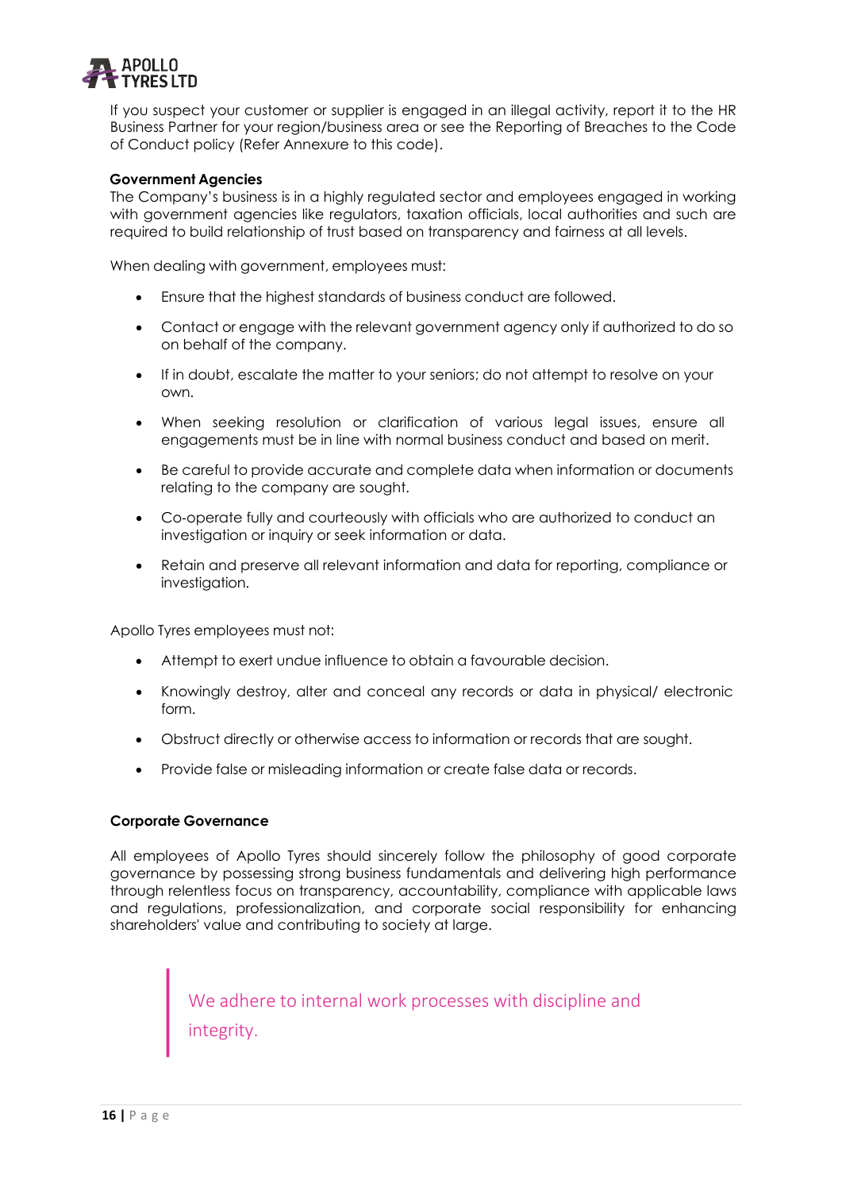If you suspect your customer or supplier is engaged in an illegal activity, report it to the HR Business Partner for your region/business area or see the Reporting of Breaches to the Code of Conduct policy (Refer Annexure to this code).

**Government Agencies**

The Company's business is in a highly regulated sector and employees engaged in working with government agencies like regulators, taxation officials, local authorities and such are required to build relationship of trust based on transparency and fairness at all levels.

When dealing with government, employees must:

- Ensure that the highest standards of business conduct are followed.
- Contact or engage with the relevant government agency only if authorized to do so on behalf of the company.
- If in doubt, escalate the matter to your seniors; do not attempt to resolve on your own.
- When seeking resolution or clarification of various legal issues, ensure all engagements must be in line with normal business conduct and based on merit.
- Be careful to provide accurate and complete data when information or documents relating to the company are sought.
- Co-operate fully and courteously with officials who are authorized to conduct an investigation or inquiry or seek information or data.
- Retain and preserve all relevant information and data for reporting, compliance or investigation.

Apollo Tyres employees must not:

- Attempt to exert undue influence to obtain a favourable decision.
- Knowingly destroy, alter and conceal any records or data in physical/ electronic form.
- Obstruct directly or otherwise access to information or records that are sought.
- Provide false or misleading information or create false data or records.

**Corporate Governance**

All employees of Apollo Tyres should sincerely follow the philosophy of good corporate governance by possessing strong business fundamentals and delivering high performance through relentless focus on transparency, accountability, compliance with applicable laws and regulations, professionalization, and corporate social responsibility for enhancing shareholders' value and contributing to society at large.

> We adhere to internal work processes with discipline and integrity.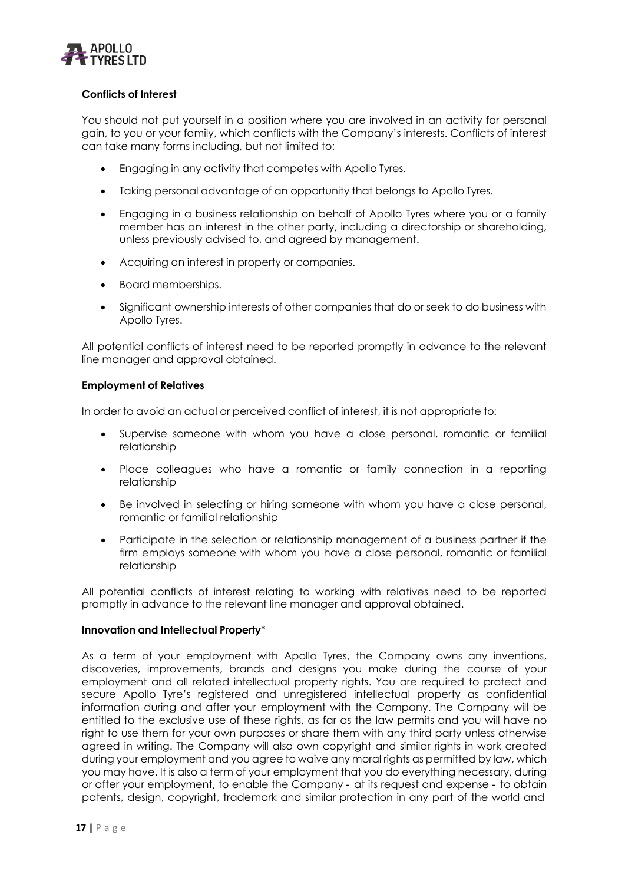**Conflicts of Interest**

You should not put yourself in a position where you are involved in an activity for personal gain, to you or your family, which conflicts with the Company's interests. Conflicts of interest can take many forms including, but not limited to:

- Engaging in any activity that competes with Apollo Tyres.
- Taking personal advantage of an opportunity that belongs to Apollo Tyres.
- Engaging in a business relationship on behalf of Apollo Tyres where you or a family member has an interest in the other party, including a directorship or shareholding, unless previously advised to, and agreed by management.
- Acquiring an interest in property or companies.
- Board memberships.
- Significant ownership interests of other companies that do or seek to do business with Apollo Tyres.

All potential conflicts of interest need to be reported promptly in advance to the relevant line manager and approval obtained.

**Employment of Relatives**

In order to avoid an actual or perceived conflict of interest, it is not appropriate to:

- Supervise someone with whom you have a close personal, romantic or familial relationship
- Place colleagues who have a romantic or family connection in a reporting relationship
- Be involved in selecting or hiring someone with whom you have a close personal, romantic or familial relationship
- Participate in the selection or relationship management of a business partner if the firm employs someone with whom you have a close personal, romantic or familial relationship

All potential conflicts of interest relating to working with relatives need to be reported promptly in advance to the relevant line manager and approval obtained.

**Innovation and Intellectual Property***

As a term of your employment with Apollo Tyres, the Company owns any inventions, discoveries, improvements, brands and designs you make during the course of your employment and all related intellectual property rights. You are required to protect and secure Apollo Tyre's registered and unregistered intellectual property as confidential information during and after your employment with the Company. The Company will be entitled to the exclusive use of these rights, as far as the law permits and you will have no right to use them for your own purposes or share them with any third party unless otherwise agreed in writing. The Company will also own copyright and similar rights in work created during your employment and you agree to waive any moral rights as permitted by law, which you may have. It is also a term of your employment that you do everything necessary, during or after your employment, to enable the Company - at its request and expense - to obtain patents, design, copyright, trademark and similar protection in any part of the world and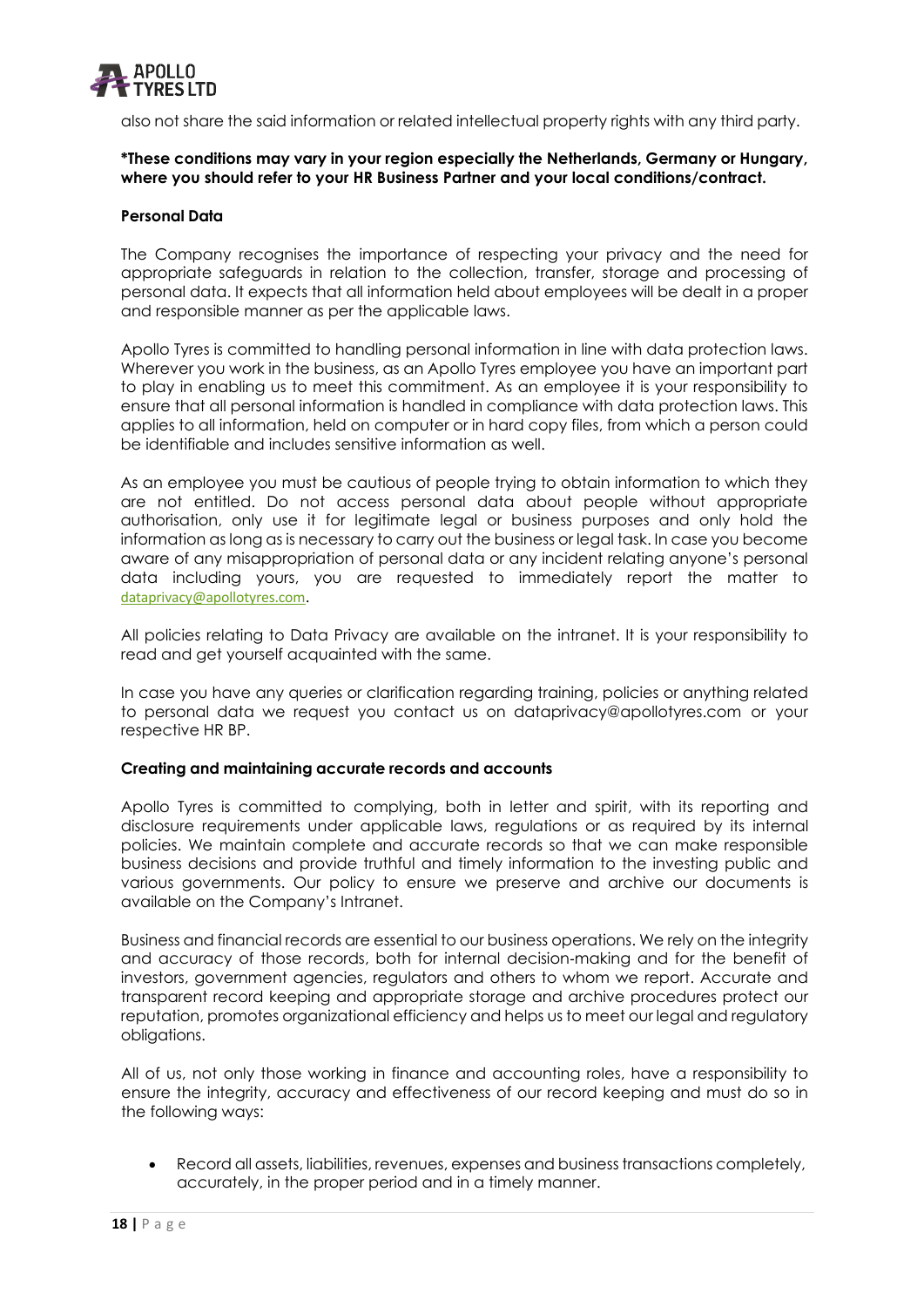also not share the said information or related intellectual property rights with any third party.

**\*These conditions may vary in your region especially the Netherlands, Germany or Hungary, where you should refer to your HR Business Partner and your local conditions/contract.**

**Personal Data**

The Company recognises the importance of respecting your privacy and the need for appropriate safeguards in relation to the collection, transfer, storage and processing of personal data. It expects that all information held about employees will be dealt in a proper and responsible manner as per the applicable laws.

Apollo Tyres is committed to handling personal information in line with data protection laws. Wherever you work in the business, as an Apollo Tyres employee you have an important part to play in enabling us to meet this commitment. As an employee it is your responsibility to ensure that all personal information is handled in compliance with data protection laws. This applies to all information, held on computer or in hard copy files, from which a person could be identifiable and includes sensitive information as well.

As an employee you must be cautious of people trying to obtain information to which they are not entitled. Do not access personal data about people without appropriate authorisation, only use it for legitimate legal or business purposes and only hold the information as long as is necessary to carry out the business or legal task. In case you become aware of any misappropriation of personal data or any incident relating anyone's personal data including yours, you are requested to immediately report the matter to dataprivacy@apollotyres.com.

All policies relating to Data Privacy are available on the intranet. It is your responsibility to read and get yourself acquainted with the same.

In case you have any queries or clarification regarding training, policies or anything related to personal data we request you contact us on dataprivacy@apollotyres.com or your respective HR BP.

**Creating and maintaining accurate records and accounts**

Apollo Tyres is committed to complying, both in letter and spirit, with its reporting and disclosure requirements under applicable laws, regulations or as required by its internal policies. We maintain complete and accurate records so that we can make responsible business decisions and provide truthful and timely information to the investing public and various governments. Our policy to ensure we preserve and archive our documents is available on the Company's Intranet.

Business and financial records are essential to our business operations. We rely on the integrity and accuracy of those records, both for internal decision-making and for the benefit of investors, government agencies, regulators and others to whom we report. Accurate and transparent record keeping and appropriate storage and archive procedures protect our reputation, promotes organizational efficiency and helps us to meet our legal and regulatory obligations.

All of us, not only those working in finance and accounting roles, have a responsibility to ensure the integrity, accuracy and effectiveness of our record keeping and must do so in the following ways:

- Record all assets, liabilities, revenues, expenses and business transactions completely, accurately, in the proper period and in a timely manner.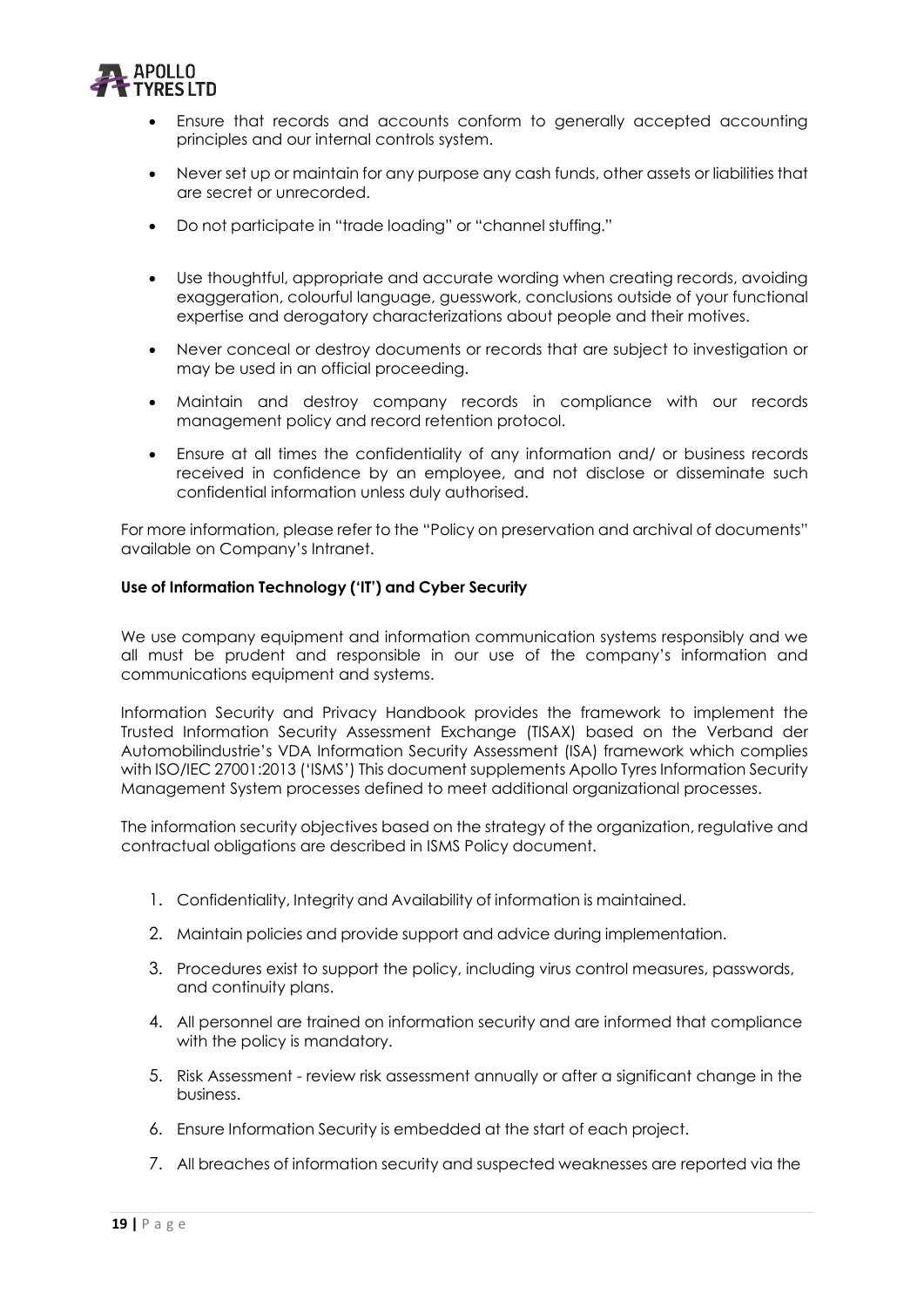- Ensure that records and accounts conform to generally accepted accounting principles and our internal controls system.
- Never set up or maintain for any purpose any cash funds, other assets or liabilities that are secret or unrecorded.
- Do not participate in "trade loading" or "channel stuffing."
- Use thoughtful, appropriate and accurate wording when creating records, avoiding exaggeration, colourful language, guesswork, conclusions outside of your functional expertise and derogatory characterizations about people and their motives.
- Never conceal or destroy documents or records that are subject to investigation or may be used in an official proceeding.
- Maintain and destroy company records in compliance with our records management policy and record retention protocol.
- Ensure at all times the confidentiality of any information and/ or business records received in confidence by an employee, and not disclose or disseminate such confidential information unless duly authorised.

For more information, please refer to the "Policy on preservation and archival of documents" available on Company's Intranet.

**Use of Information Technology ('IT') and Cyber Security**

We use company equipment and information communication systems responsibly and we all must be prudent and responsible in our use of the company's information and communications equipment and systems.

Information Security and Privacy Handbook provides the framework to implement the Trusted Information Security Assessment Exchange (TISAX) based on the Verband der Automobilindustrie's VDA Information Security Assessment (ISA) framework which complies with ISO/IEC 27001:2013 ('ISMS') This document supplements Apollo Tyres Information Security Management System processes defined to meet additional organizational processes.

The information security objectives based on the strategy of the organization, regulative and contractual obligations are described in ISMS Policy document.

1. Confidentiality, Integrity and Availability of information is maintained.
2. Maintain policies and provide support and advice during implementation.
3. Procedures exist to support the policy, including virus control measures, passwords, and continuity plans.
4. All personnel are trained on information security and are informed that compliance with the policy is mandatory.
5. Risk Assessment - review risk assessment annually or after a significant change in the business.
6. Ensure Information Security is embedded at the start of each project.
7. All breaches of information security and suspected weaknesses are reported via the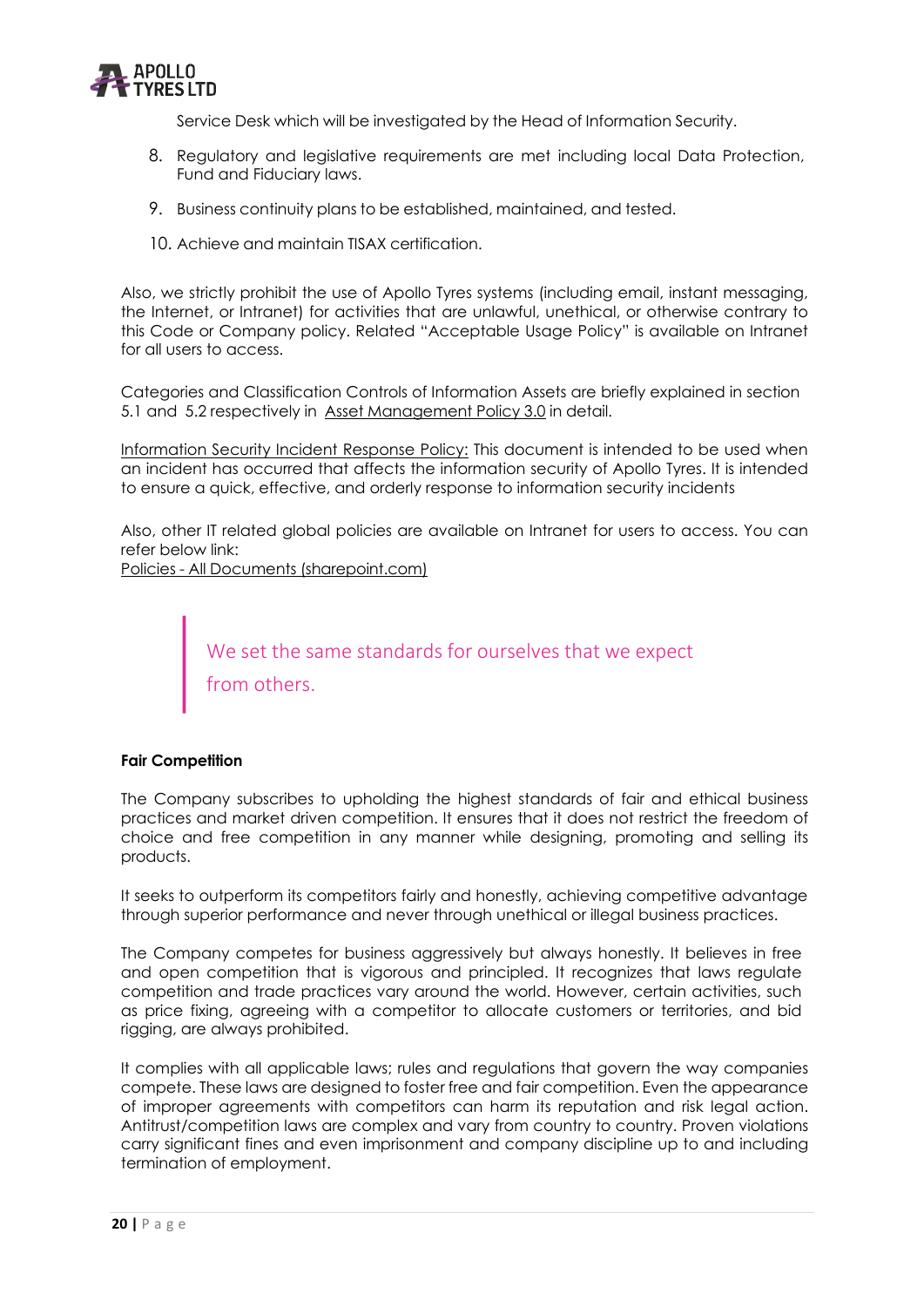Service Desk which will be investigated by the Head of Information Security.

8. Regulatory and legislative requirements are met including local Data Protection, Fund and Fiduciary laws.

9. Business continuity plans to be established, maintained, and tested.

10. Achieve and maintain TISAX certification.

Also, we strictly prohibit the use of Apollo Tyres systems (including email, instant messaging, the Internet, or Intranet) for activities that are unlawful, unethical, or otherwise contrary to this Code or Company policy. Related "Acceptable Usage Policy" is available on Intranet for all users to access.

Categories and Classification Controls of Information Assets are briefly explained in section 5.1 and 5.2 respectively in Asset Management Policy 3.0 in detail.

Information Security Incident Response Policy: This document is intended to be used when an incident has occurred that affects the information security of Apollo Tyres. It is intended to ensure a quick, effective, and orderly response to information security incidents

Also, other IT related global policies are available on Intranet for users to access. You can refer below link:
Policies - All Documents (sharepoint.com)

> We set the same standards for ourselves that we expect from others.

**Fair Competition**

The Company subscribes to upholding the highest standards of fair and ethical business practices and market driven competition. It ensures that it does not restrict the freedom of choice and free competition in any manner while designing, promoting and selling its products.

It seeks to outperform its competitors fairly and honestly, achieving competitive advantage through superior performance and never through unethical or illegal business practices.

The Company competes for business aggressively but always honestly. It believes in free and open competition that is vigorous and principled. It recognizes that laws regulate competition and trade practices vary around the world. However, certain activities, such as price fixing, agreeing with a competitor to allocate customers or territories, and bid rigging, are always prohibited.

It complies with all applicable laws; rules and regulations that govern the way companies compete. These laws are designed to foster free and fair competition. Even the appearance of improper agreements with competitors can harm its reputation and risk legal action. Antitrust/competition laws are complex and vary from country to country. Proven violations carry significant fines and even imprisonment and company discipline up to and including termination of employment.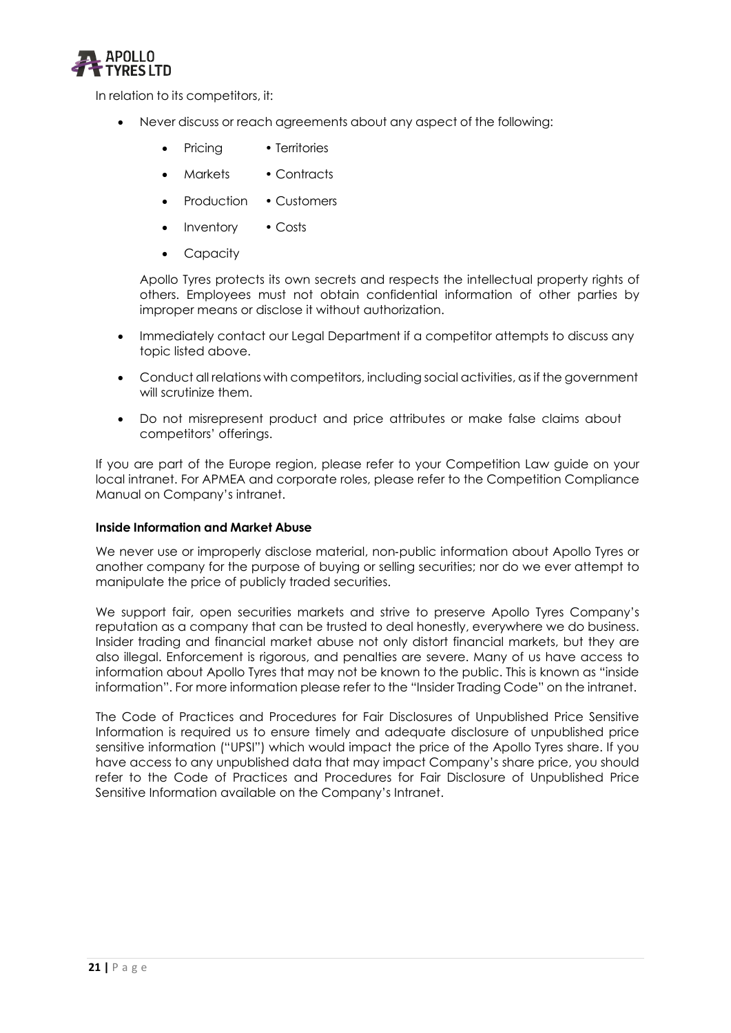In relation to its competitors, it:

- Never discuss or reach agreements about any aspect of the following:
  - Pricing • Territories
  - Markets • Contracts
  - Production • Customers
  - Inventory • Costs
  - Capacity

  Apollo Tyres protects its own secrets and respects the intellectual property rights of others. Employees must not obtain confidential information of other parties by improper means or disclose it without authorization.

- Immediately contact our Legal Department if a competitor attempts to discuss any topic listed above.
- Conduct all relations with competitors, including social activities, as if the government will scrutinize them.
- Do not misrepresent product and price attributes or make false claims about competitors' offerings.

If you are part of the Europe region, please refer to your Competition Law guide on your local intranet. For APMEA and corporate roles, please refer to the Competition Compliance Manual on Company's intranet.

**Inside Information and Market Abuse**

We never use or improperly disclose material, non-public information about Apollo Tyres or another company for the purpose of buying or selling securities; nor do we ever attempt to manipulate the price of publicly traded securities.

We support fair, open securities markets and strive to preserve Apollo Tyres Company's reputation as a company that can be trusted to deal honestly, everywhere we do business. Insider trading and financial market abuse not only distort financial markets, but they are also illegal. Enforcement is rigorous, and penalties are severe. Many of us have access to information about Apollo Tyres that may not be known to the public. This is known as "inside information". For more information please refer to the "Insider Trading Code" on the intranet.

The Code of Practices and Procedures for Fair Disclosures of Unpublished Price Sensitive Information is required us to ensure timely and adequate disclosure of unpublished price sensitive information ("UPSI") which would impact the price of the Apollo Tyres share. If you have access to any unpublished data that may impact Company's share price, you should refer to the Code of Practices and Procedures for Fair Disclosure of Unpublished Price Sensitive Information available on the Company's Intranet.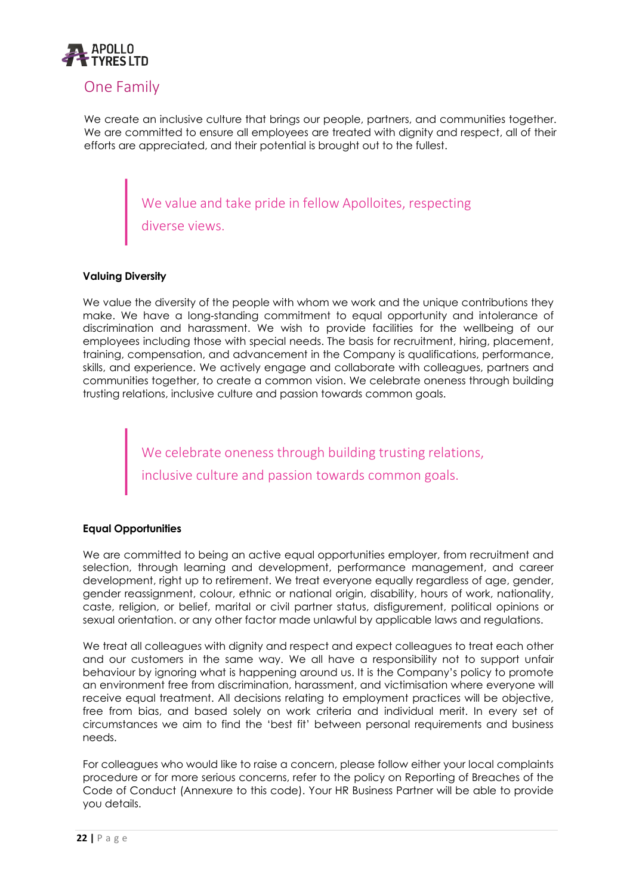## One Family

We create an inclusive culture that brings our people, partners, and communities together. We are committed to ensure all employees are treated with dignity and respect, all of their efforts are appreciated, and their potential is brought out to the fullest.

> We value and take pride in fellow Apolloites, respecting diverse views.

**Valuing Diversity**

We value the diversity of the people with whom we work and the unique contributions they make. We have a long-standing commitment to equal opportunity and intolerance of discrimination and harassment. We wish to provide facilities for the wellbeing of our employees including those with special needs. The basis for recruitment, hiring, placement, training, compensation, and advancement in the Company is qualifications, performance, skills, and experience. We actively engage and collaborate with colleagues, partners and communities together, to create a common vision. We celebrate oneness through building trusting relations, inclusive culture and passion towards common goals.

> We celebrate oneness through building trusting relations, inclusive culture and passion towards common goals.

**Equal Opportunities**

We are committed to being an active equal opportunities employer, from recruitment and selection, through learning and development, performance management, and career development, right up to retirement. We treat everyone equally regardless of age, gender, gender reassignment, colour, ethnic or national origin, disability, hours of work, nationality, caste, religion, or belief, marital or civil partner status, disfigurement, political opinions or sexual orientation. or any other factor made unlawful by applicable laws and regulations.

We treat all colleagues with dignity and respect and expect colleagues to treat each other and our customers in the same way. We all have a responsibility not to support unfair behaviour by ignoring what is happening around us. It is the Company's policy to promote an environment free from discrimination, harassment, and victimisation where everyone will receive equal treatment. All decisions relating to employment practices will be objective, free from bias, and based solely on work criteria and individual merit. In every set of circumstances we aim to find the 'best fit' between personal requirements and business needs.

For colleagues who would like to raise a concern, please follow either your local complaints procedure or for more serious concerns, refer to the policy on Reporting of Breaches of the Code of Conduct (Annexure to this code). Your HR Business Partner will be able to provide you details.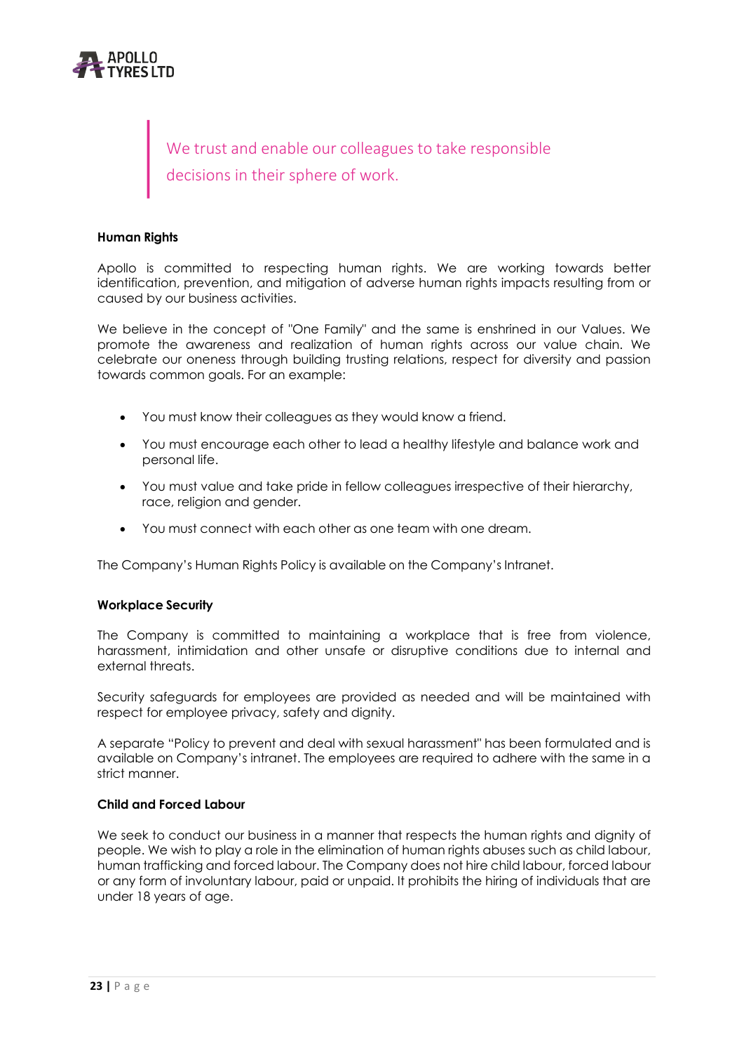> We trust and enable our colleagues to take responsible decisions in their sphere of work.

**Human Rights**

Apollo is committed to respecting human rights. We are working towards better identification, prevention, and mitigation of adverse human rights impacts resulting from or caused by our business activities.

We believe in the concept of "One Family" and the same is enshrined in our Values. We promote the awareness and realization of human rights across our value chain. We celebrate our oneness through building trusting relations, respect for diversity and passion towards common goals. For an example:

- You must know their colleagues as they would know a friend.
- You must encourage each other to lead a healthy lifestyle and balance work and personal life.
- You must value and take pride in fellow colleagues irrespective of their hierarchy, race, religion and gender.
- You must connect with each other as one team with one dream.

The Company's Human Rights Policy is available on the Company's Intranet.

**Workplace Security**

The Company is committed to maintaining a workplace that is free from violence, harassment, intimidation and other unsafe or disruptive conditions due to internal and external threats.

Security safeguards for employees are provided as needed and will be maintained with respect for employee privacy, safety and dignity.

A separate "Policy to prevent and deal with sexual harassment" has been formulated and is available on Company's intranet. The employees are required to adhere with the same in a strict manner.

**Child and Forced Labour**

We seek to conduct our business in a manner that respects the human rights and dignity of people. We wish to play a role in the elimination of human rights abuses such as child labour, human trafficking and forced labour. The Company does not hire child labour, forced labour or any form of involuntary labour, paid or unpaid. It prohibits the hiring of individuals that are under 18 years of age.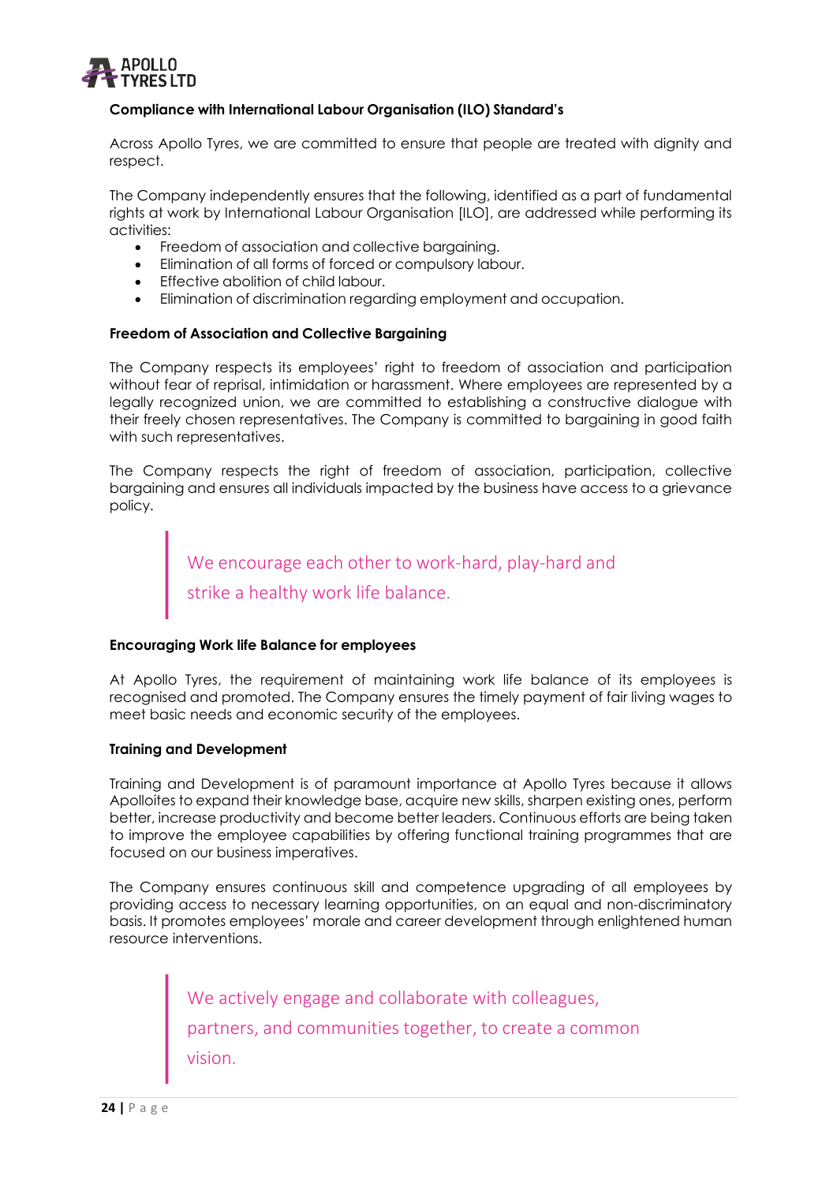**Compliance with International Labour Organisation (ILO) Standard's**

Across Apollo Tyres, we are committed to ensure that people are treated with dignity and respect.

The Company independently ensures that the following, identified as a part of fundamental rights at work by International Labour Organisation [ILO], are addressed while performing its activities:

- Freedom of association and collective bargaining.
- Elimination of all forms of forced or compulsory labour.
- Effective abolition of child labour.
- Elimination of discrimination regarding employment and occupation.

**Freedom of Association and Collective Bargaining**

The Company respects its employees' right to freedom of association and participation without fear of reprisal, intimidation or harassment. Where employees are represented by a legally recognized union, we are committed to establishing a constructive dialogue with their freely chosen representatives. The Company is committed to bargaining in good faith with such representatives.

The Company respects the right of freedom of association, participation, collective bargaining and ensures all individuals impacted by the business have access to a grievance policy.

> We encourage each other to work-hard, play-hard and strike a healthy work life balance.

**Encouraging Work life Balance for employees**

At Apollo Tyres, the requirement of maintaining work life balance of its employees is recognised and promoted. The Company ensures the timely payment of fair living wages to meet basic needs and economic security of the employees.

**Training and Development**

Training and Development is of paramount importance at Apollo Tyres because it allows Apolloites to expand their knowledge base, acquire new skills, sharpen existing ones, perform better, increase productivity and become better leaders. Continuous efforts are being taken to improve the employee capabilities by offering functional training programmes that are focused on our business imperatives.

The Company ensures continuous skill and competence upgrading of all employees by providing access to necessary learning opportunities, on an equal and non-discriminatory basis. It promotes employees' morale and career development through enlightened human resource interventions.

> We actively engage and collaborate with colleagues, partners, and communities together, to create a common vision.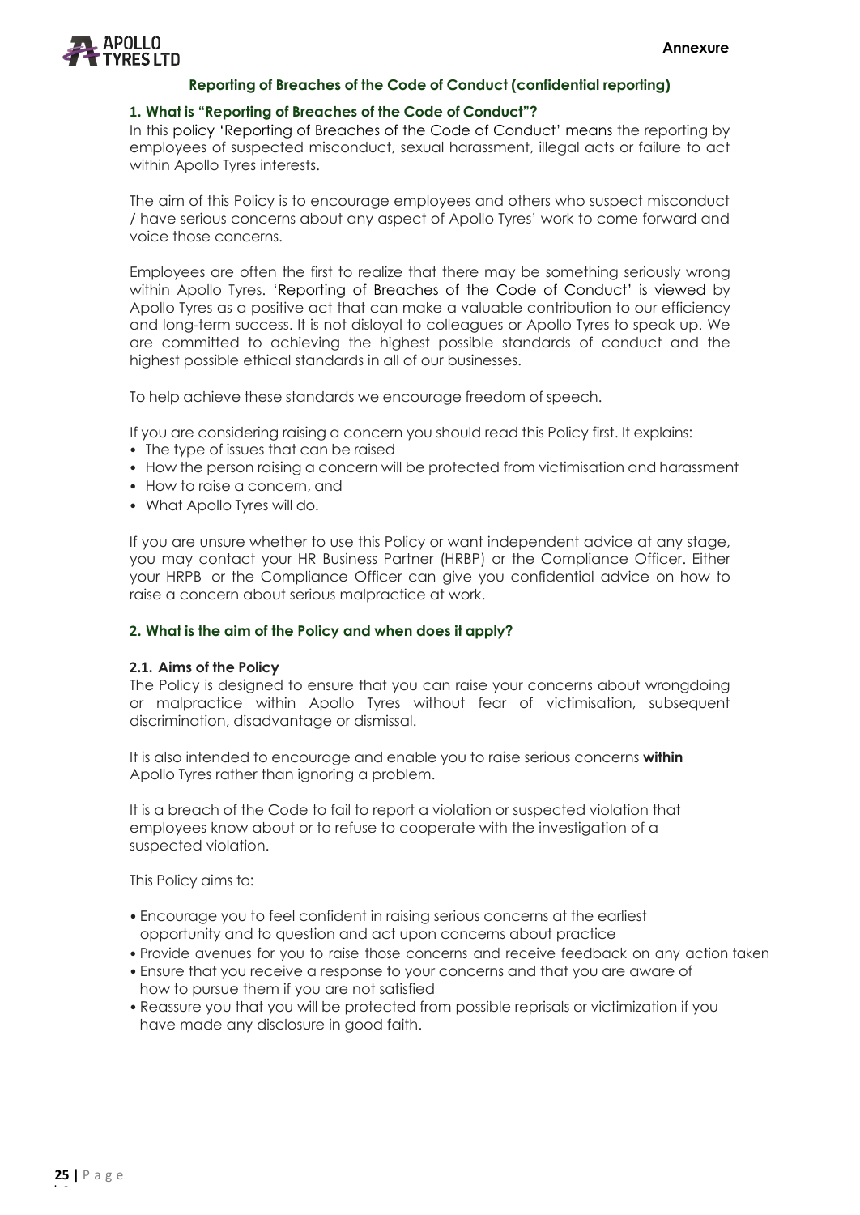## Reporting of Breaches of the Code of Conduct (confidential reporting)

### 1. What is "Reporting of Breaches of the Code of Conduct"?

In this policy 'Reporting of Breaches of the Code of Conduct' means the reporting by employees of suspected misconduct, sexual harassment, illegal acts or failure to act within Apollo Tyres interests.

The aim of this Policy is to encourage employees and others who suspect misconduct / have serious concerns about any aspect of Apollo Tyres' work to come forward and voice those concerns.

Employees are often the first to realize that there may be something seriously wrong within Apollo Tyres. 'Reporting of Breaches of the Code of Conduct' is viewed by Apollo Tyres as a positive act that can make a valuable contribution to our efficiency and long-term success. It is not disloyal to colleagues or Apollo Tyres to speak up. We are committed to achieving the highest possible standards of conduct and the highest possible ethical standards in all of our businesses.

To help achieve these standards we encourage freedom of speech.

If you are considering raising a concern you should read this Policy first. It explains:

- The type of issues that can be raised
- How the person raising a concern will be protected from victimisation and harassment
- How to raise a concern, and
- What Apollo Tyres will do.

If you are unsure whether to use this Policy or want independent advice at any stage, you may contact your HR Business Partner (HRBP) or the Compliance Officer. Either your HRPB or the Compliance Officer can give you confidential advice on how to raise a concern about serious malpractice at work.

### 2. What is the aim of the Policy and when does it apply?

#### 2.1. Aims of the Policy

The Policy is designed to ensure that you can raise your concerns about wrongdoing or malpractice within Apollo Tyres without fear of victimisation, subsequent discrimination, disadvantage or dismissal.

It is also intended to encourage and enable you to raise serious concerns **within** Apollo Tyres rather than ignoring a problem.

It is a breach of the Code to fail to report a violation or suspected violation that employees know about or to refuse to cooperate with the investigation of a suspected violation.

This Policy aims to:

- Encourage you to feel confident in raising serious concerns at the earliest opportunity and to question and act upon concerns about practice
- Provide avenues for you to raise those concerns and receive feedback on any action taken
- Ensure that you receive a response to your concerns and that you are aware of how to pursue them if you are not satisfied
- Reassure you that you will be protected from possible reprisals or victimization if you have made any disclosure in good faith.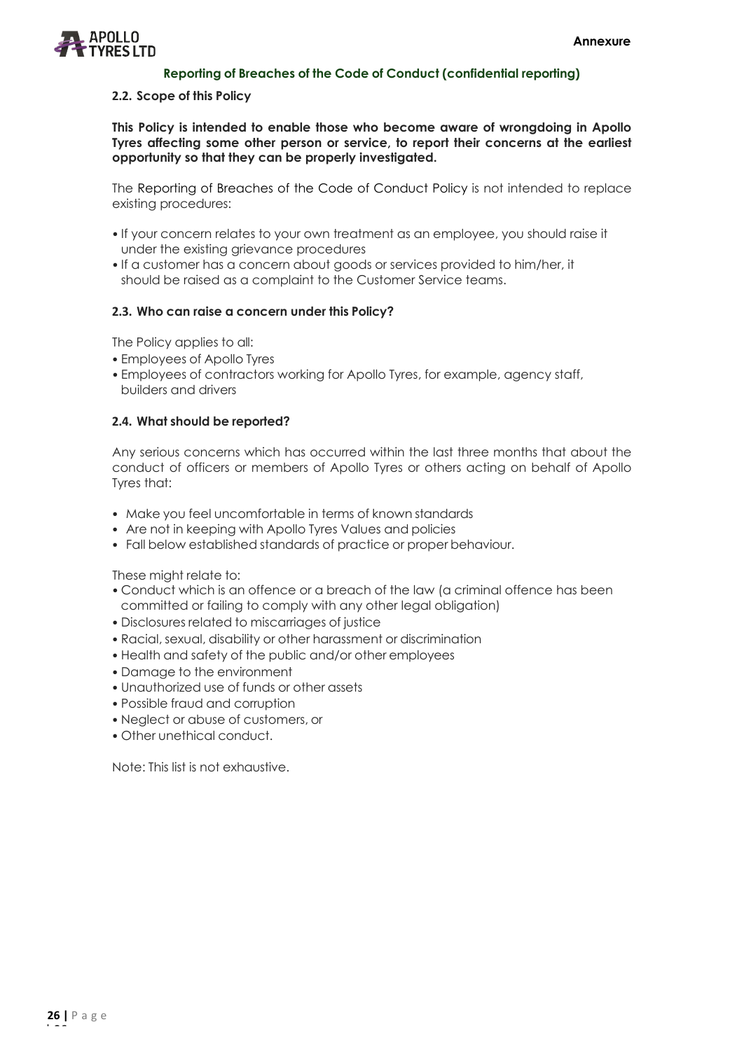## Reporting of Breaches of the Code of Conduct (confidential reporting)

### 2.2. Scope of this Policy

**This Policy is intended to enable those who become aware of wrongdoing in Apollo Tyres affecting some other person or service, to report their concerns at the earliest opportunity so that they can be properly investigated.**

The Reporting of Breaches of the Code of Conduct Policy is not intended to replace existing procedures:

- If your concern relates to your own treatment as an employee, you should raise it under the existing grievance procedures
- If a customer has a concern about goods or services provided to him/her, it should be raised as a complaint to the Customer Service teams.

### 2.3. Who can raise a concern under this Policy?

The Policy applies to all:

- Employees of Apollo Tyres
- Employees of contractors working for Apollo Tyres, for example, agency staff, builders and drivers

### 2.4. What should be reported?

Any serious concerns which has occurred within the last three months that about the conduct of officers or members of Apollo Tyres or others acting on behalf of Apollo Tyres that:

- Make you feel uncomfortable in terms of known standards
- Are not in keeping with Apollo Tyres Values and policies
- Fall below established standards of practice or proper behaviour.

These might relate to:

- Conduct which is an offence or a breach of the law (a criminal offence has been committed or failing to comply with any other legal obligation)
- Disclosures related to miscarriages of justice
- Racial, sexual, disability or other harassment or discrimination
- Health and safety of the public and/or other employees
- Damage to the environment
- Unauthorized use of funds or other assets
- Possible fraud and corruption
- Neglect or abuse of customers, or
- Other unethical conduct.

Note: This list is not exhaustive.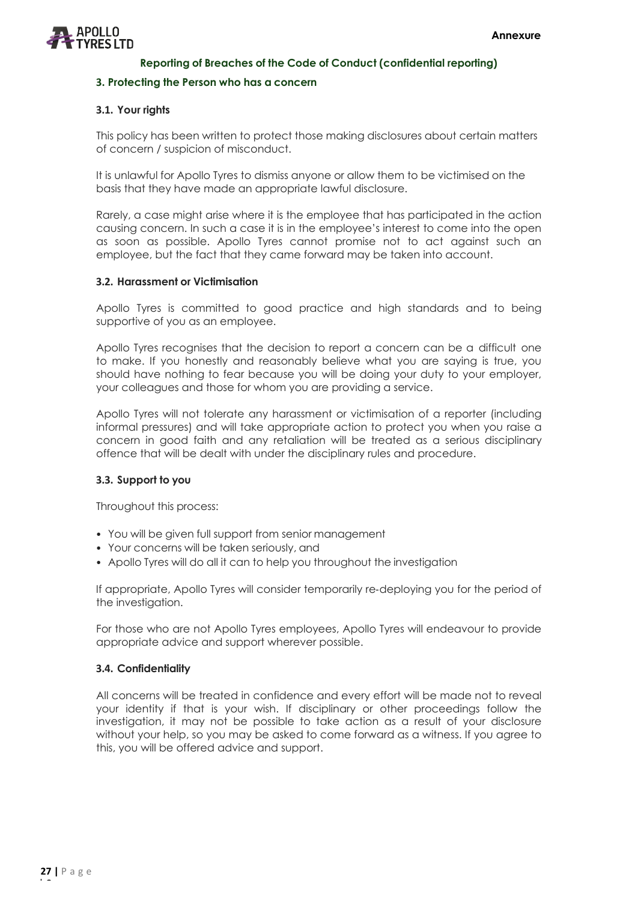## Reporting of Breaches of the Code of Conduct (confidential reporting)

### 3. Protecting the Person who has a concern

#### 3.1. Your rights

This policy has been written to protect those making disclosures about certain matters of concern / suspicion of misconduct.

It is unlawful for Apollo Tyres to dismiss anyone or allow them to be victimised on the basis that they have made an appropriate lawful disclosure.

Rarely, a case might arise where it is the employee that has participated in the action causing concern. In such a case it is in the employee's interest to come into the open as soon as possible. Apollo Tyres cannot promise not to act against such an employee, but the fact that they came forward may be taken into account.

#### 3.2. Harassment or Victimisation

Apollo Tyres is committed to good practice and high standards and to being supportive of you as an employee.

Apollo Tyres recognises that the decision to report a concern can be a difficult one to make. If you honestly and reasonably believe what you are saying is true, you should have nothing to fear because you will be doing your duty to your employer, your colleagues and those for whom you are providing a service.

Apollo Tyres will not tolerate any harassment or victimisation of a reporter (including informal pressures) and will take appropriate action to protect you when you raise a concern in good faith and any retaliation will be treated as a serious disciplinary offence that will be dealt with under the disciplinary rules and procedure.

#### 3.3. Support to you

Throughout this process:

- You will be given full support from senior management
- Your concerns will be taken seriously, and
- Apollo Tyres will do all it can to help you throughout the investigation

If appropriate, Apollo Tyres will consider temporarily re-deploying you for the period of the investigation.

For those who are not Apollo Tyres employees, Apollo Tyres will endeavour to provide appropriate advice and support wherever possible.

#### 3.4. Confidentiality

All concerns will be treated in confidence and every effort will be made not to reveal your identity if that is your wish. If disciplinary or other proceedings follow the investigation, it may not be possible to take action as a result of your disclosure without your help, so you may be asked to come forward as a witness. If you agree to this, you will be offered advice and support.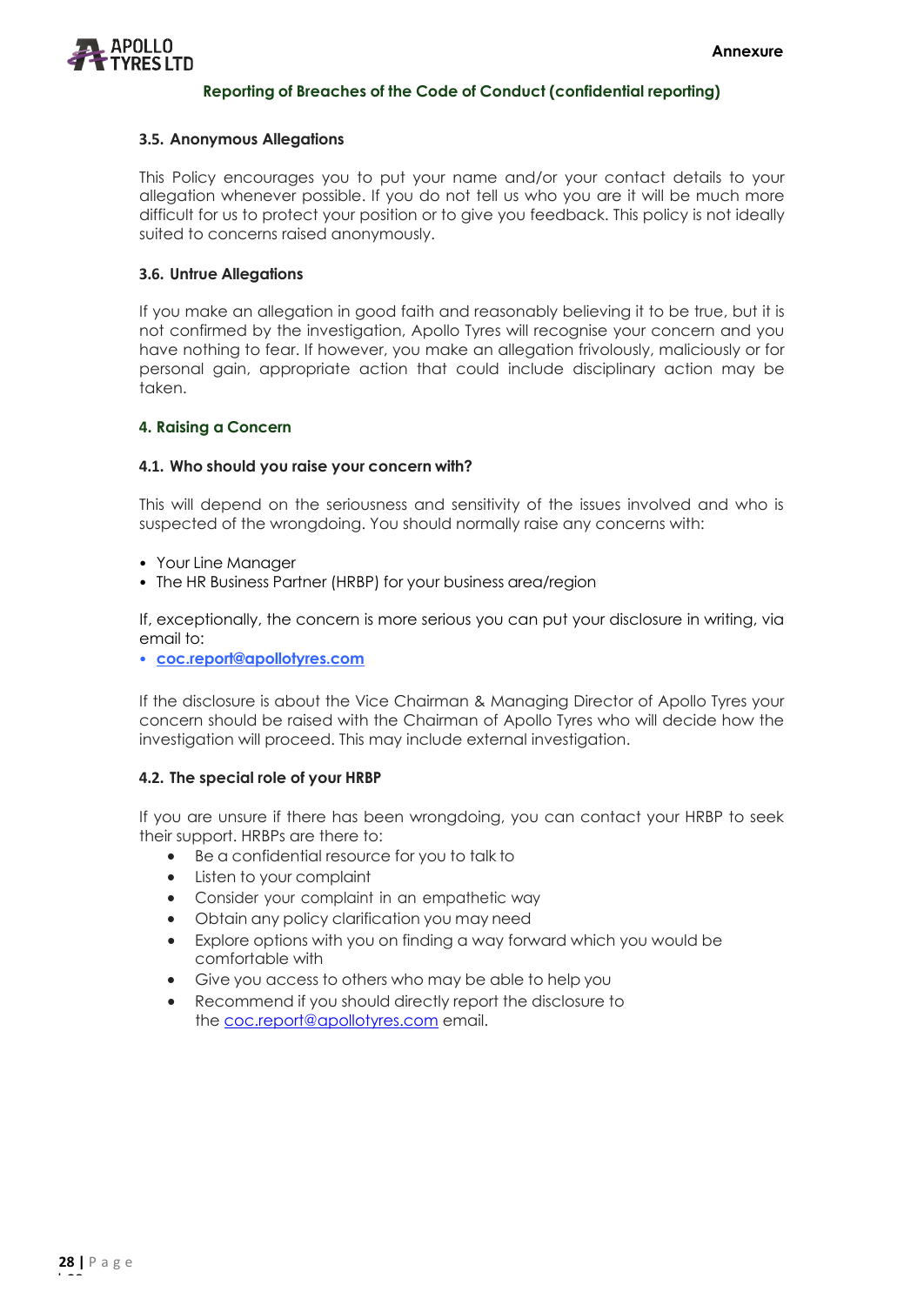## Reporting of Breaches of the Code of Conduct (confidential reporting)

### 3.5. Anonymous Allegations

This Policy encourages you to put your name and/or your contact details to your allegation whenever possible. If you do not tell us who you are it will be much more difficult for us to protect your position or to give you feedback. This policy is not ideally suited to concerns raised anonymously.

### 3.6. Untrue Allegations

If you make an allegation in good faith and reasonably believing it to be true, but it is not confirmed by the investigation, Apollo Tyres will recognise your concern and you have nothing to fear. If however, you make an allegation frivolously, maliciously or for personal gain, appropriate action that could include disciplinary action may be taken.

## 4. Raising a Concern

### 4.1. Who should you raise your concern with?

This will depend on the seriousness and sensitivity of the issues involved and who is suspected of the wrongdoing. You should normally raise any concerns with:

- Your Line Manager
- The HR Business Partner (HRBP) for your business area/region

If, exceptionally, the concern is more serious you can put your disclosure in writing, via email to:

- **coc.report@apollotyres.com**

If the disclosure is about the Vice Chairman & Managing Director of Apollo Tyres your concern should be raised with the Chairman of Apollo Tyres who will decide how the investigation will proceed. This may include external investigation.

### 4.2. The special role of your HRBP

If you are unsure if there has been wrongdoing, you can contact your HRBP to seek their support. HRBPs are there to:

- Be a confidential resource for you to talk to
- Listen to your complaint
- Consider your complaint in an empathetic way
- Obtain any policy clarification you may need
- Explore options with you on finding a way forward which you would be comfortable with
- Give you access to others who may be able to help you
- Recommend if you should directly report the disclosure to the coc.report@apollotyres.com email.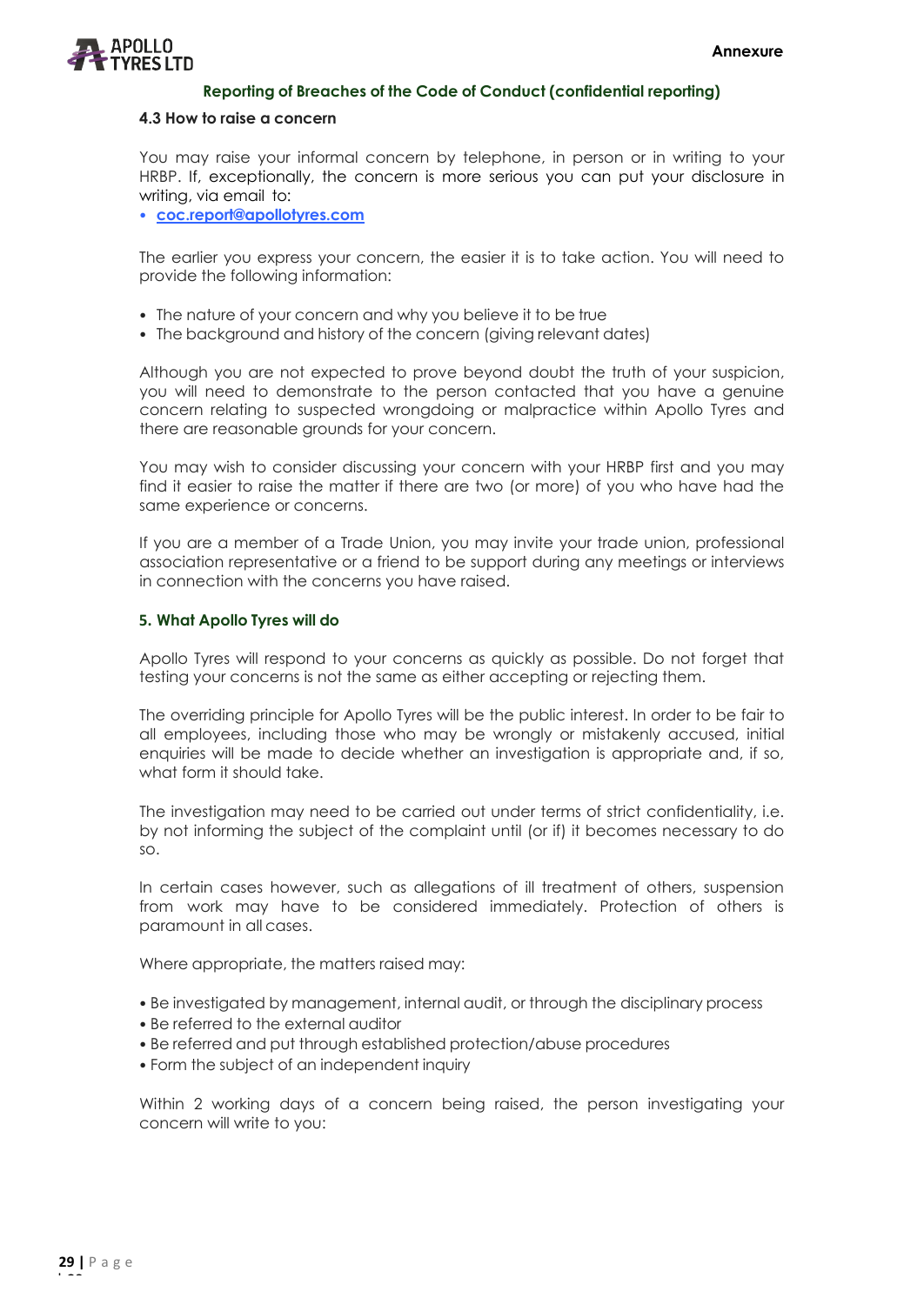## Reporting of Breaches of the Code of Conduct (confidential reporting)

### 4.3 How to raise a concern

You may raise your informal concern by telephone, in person or in writing to your HRBP. If, exceptionally, the concern is more serious you can put your disclosure in writing, via email to:

- **coc.report@apollotyres.com**

The earlier you express your concern, the easier it is to take action. You will need to provide the following information:

- The nature of your concern and why you believe it to be true
- The background and history of the concern (giving relevant dates)

Although you are not expected to prove beyond doubt the truth of your suspicion, you will need to demonstrate to the person contacted that you have a genuine concern relating to suspected wrongdoing or malpractice within Apollo Tyres and there are reasonable grounds for your concern.

You may wish to consider discussing your concern with your HRBP first and you may find it easier to raise the matter if there are two (or more) of you who have had the same experience or concerns.

If you are a member of a Trade Union, you may invite your trade union, professional association representative or a friend to be support during any meetings or interviews in connection with the concerns you have raised.

### 5. What Apollo Tyres will do

Apollo Tyres will respond to your concerns as quickly as possible. Do not forget that testing your concerns is not the same as either accepting or rejecting them.

The overriding principle for Apollo Tyres will be the public interest. In order to be fair to all employees, including those who may be wrongly or mistakenly accused, initial enquiries will be made to decide whether an investigation is appropriate and, if so, what form it should take.

The investigation may need to be carried out under terms of strict confidentiality, i.e. by not informing the subject of the complaint until (or if) it becomes necessary to do so.

In certain cases however, such as allegations of ill treatment of others, suspension from work may have to be considered immediately. Protection of others is paramount in all cases.

Where appropriate, the matters raised may:

- Be investigated by management, internal audit, or through the disciplinary process
- Be referred to the external auditor
- Be referred and put through established protection/abuse procedures
- Form the subject of an independent inquiry

Within 2 working days of a concern being raised, the person investigating your concern will write to you: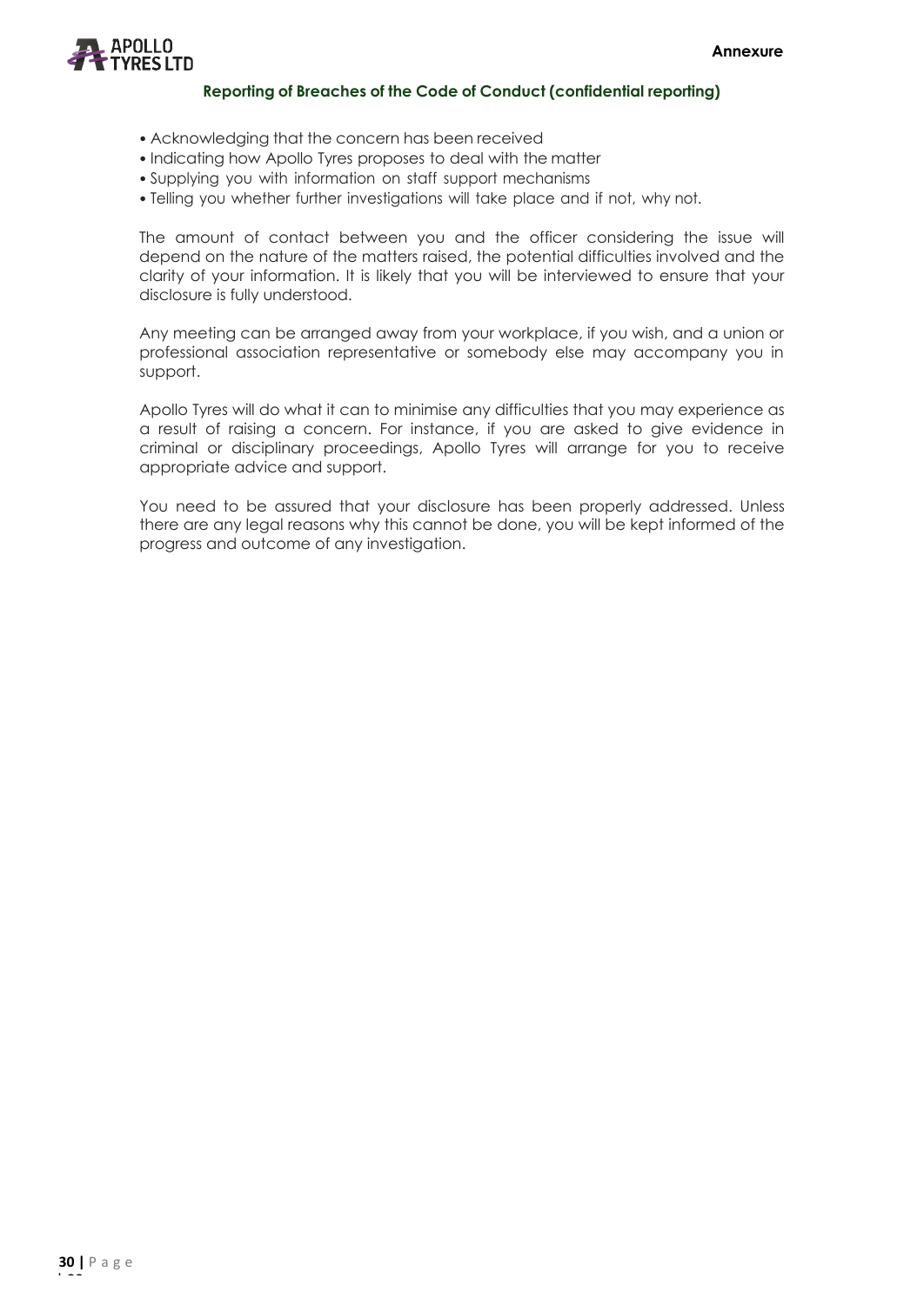## Reporting of Breaches of the Code of Conduct (confidential reporting)

- Acknowledging that the concern has been received
- Indicating how Apollo Tyres proposes to deal with the matter
- Supplying you with information on staff support mechanisms
- Telling you whether further investigations will take place and if not, why not.

The amount of contact between you and the officer considering the issue will depend on the nature of the matters raised, the potential difficulties involved and the clarity of your information. It is likely that you will be interviewed to ensure that your disclosure is fully understood.

Any meeting can be arranged away from your workplace, if you wish, and a union or professional association representative or somebody else may accompany you in support.

Apollo Tyres will do what it can to minimise any difficulties that you may experience as a result of raising a concern. For instance, if you are asked to give evidence in criminal or disciplinary proceedings, Apollo Tyres will arrange for you to receive appropriate advice and support.

You need to be assured that your disclosure has been properly addressed. Unless there are any legal reasons why this cannot be done, you will be kept informed of the progress and outcome of any investigation.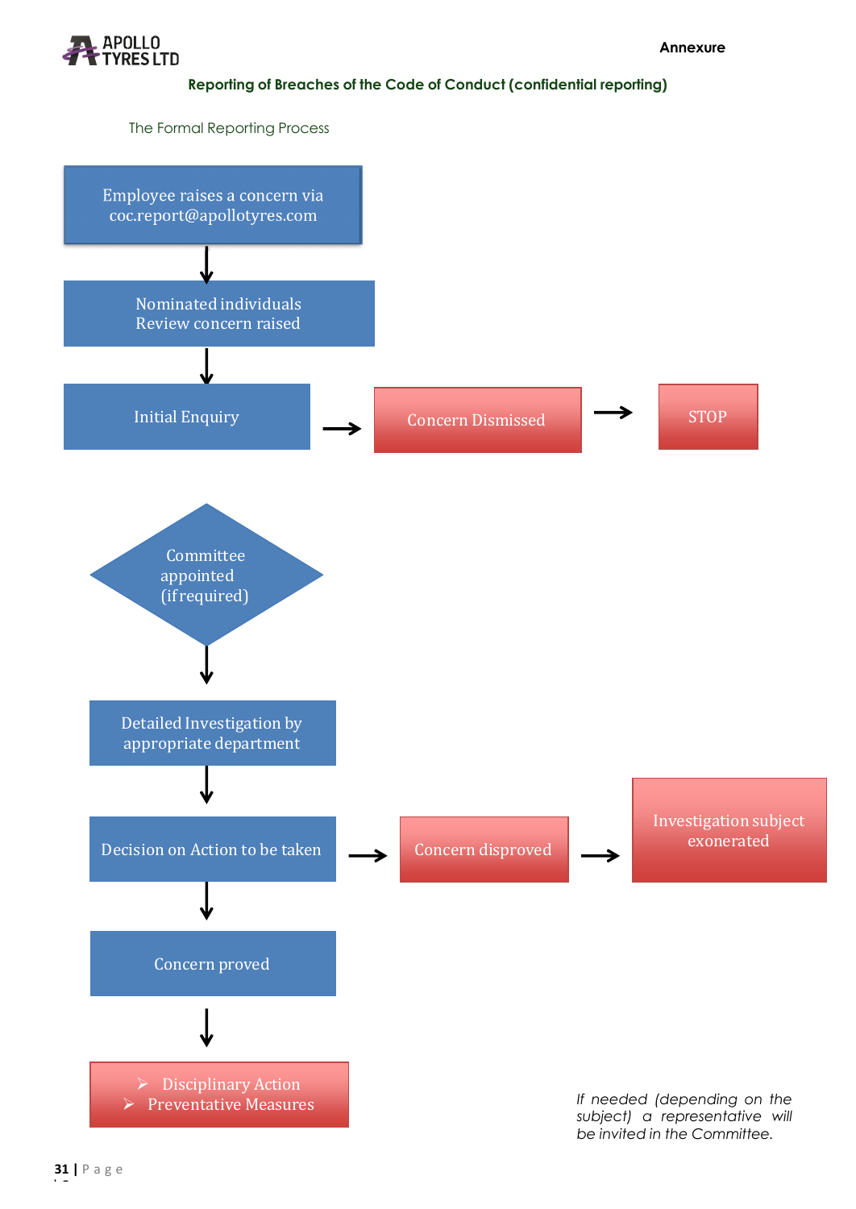Annexure

## Reporting of Breaches of the Code of Conduct (confidential reporting)

The Formal Reporting Process

Employee raises a concern via coc.report@apollotyres.com

↓

Nominated individuals Review concern raised

↓

Initial Enquiry → Concern Dismissed → STOP

Committee appointed (if required)

↓

Detailed Investigation by appropriate department

↓

Decision on Action to be taken → Concern disproved → Investigation subject exonerated

↓

Concern proved

↓

- Disciplinary Action
- Preventative Measures

*If needed (depending on the subject) a representative will be invited in the Committee.*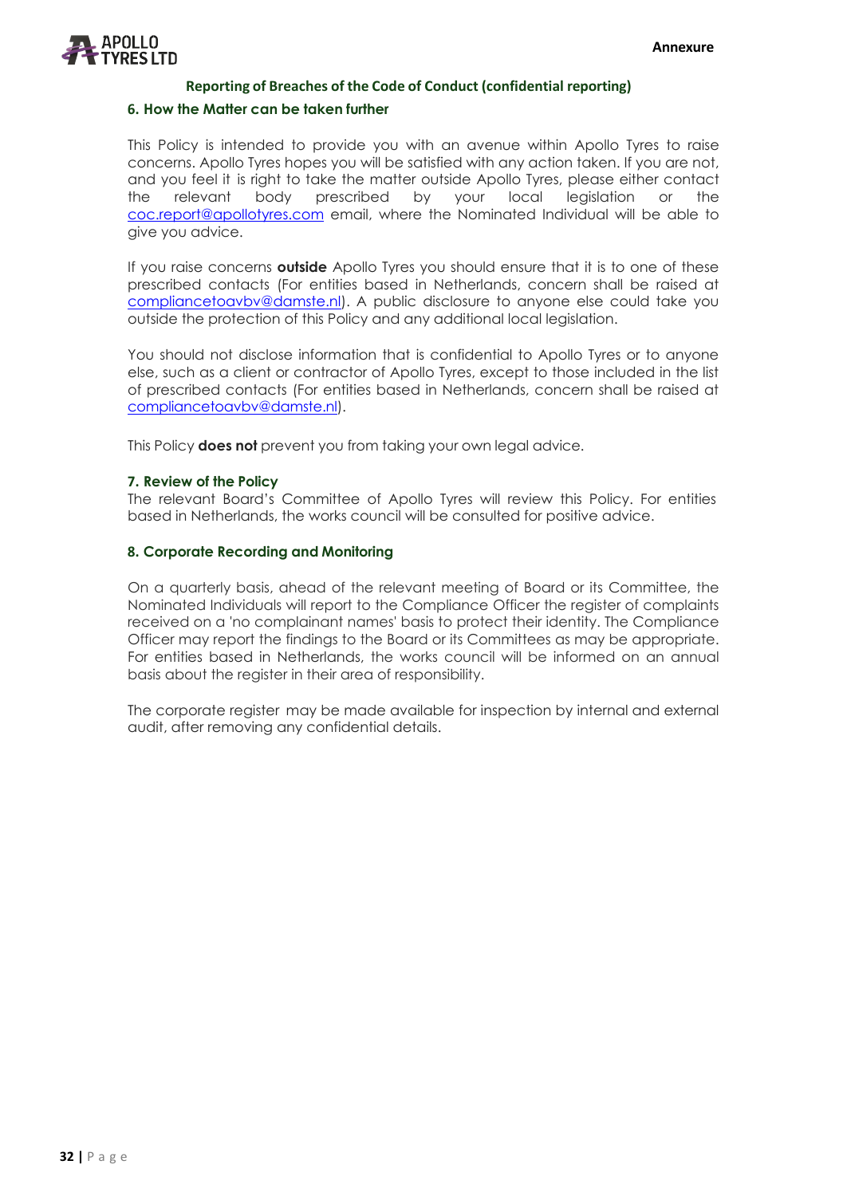## Reporting of Breaches of the Code of Conduct (confidential reporting)

### 6. How the Matter can be taken further

This Policy is intended to provide you with an avenue within Apollo Tyres to raise concerns. Apollo Tyres hopes you will be satisfied with any action taken. If you are not, and you feel it is right to take the matter outside Apollo Tyres, please either contact the relevant body prescribed by your local legislation or the coc.report@apollotyres.com email, where the Nominated Individual will be able to give you advice.

If you raise concerns **outside** Apollo Tyres you should ensure that it is to one of these prescribed contacts (For entities based in Netherlands, concern shall be raised at compliancetoavbv@damste.nl). A public disclosure to anyone else could take you outside the protection of this Policy and any additional local legislation.

You should not disclose information that is confidential to Apollo Tyres or to anyone else, such as a client or contractor of Apollo Tyres, except to those included in the list of prescribed contacts (For entities based in Netherlands, concern shall be raised at compliancetoavbv@damste.nl).

This Policy **does not** prevent you from taking your own legal advice.

### 7. Review of the Policy

The relevant Board's Committee of Apollo Tyres will review this Policy. For entities based in Netherlands, the works council will be consulted for positive advice.

### 8. Corporate Recording and Monitoring

On a quarterly basis, ahead of the relevant meeting of Board or its Committee, the Nominated Individuals will report to the Compliance Officer the register of complaints received on a 'no complainant names' basis to protect their identity. The Compliance Officer may report the findings to the Board or its Committees as may be appropriate. For entities based in Netherlands, the works council will be informed on an annual basis about the register in their area of responsibility.

The corporate register may be made available for inspection by internal and external audit, after removing any confidential details.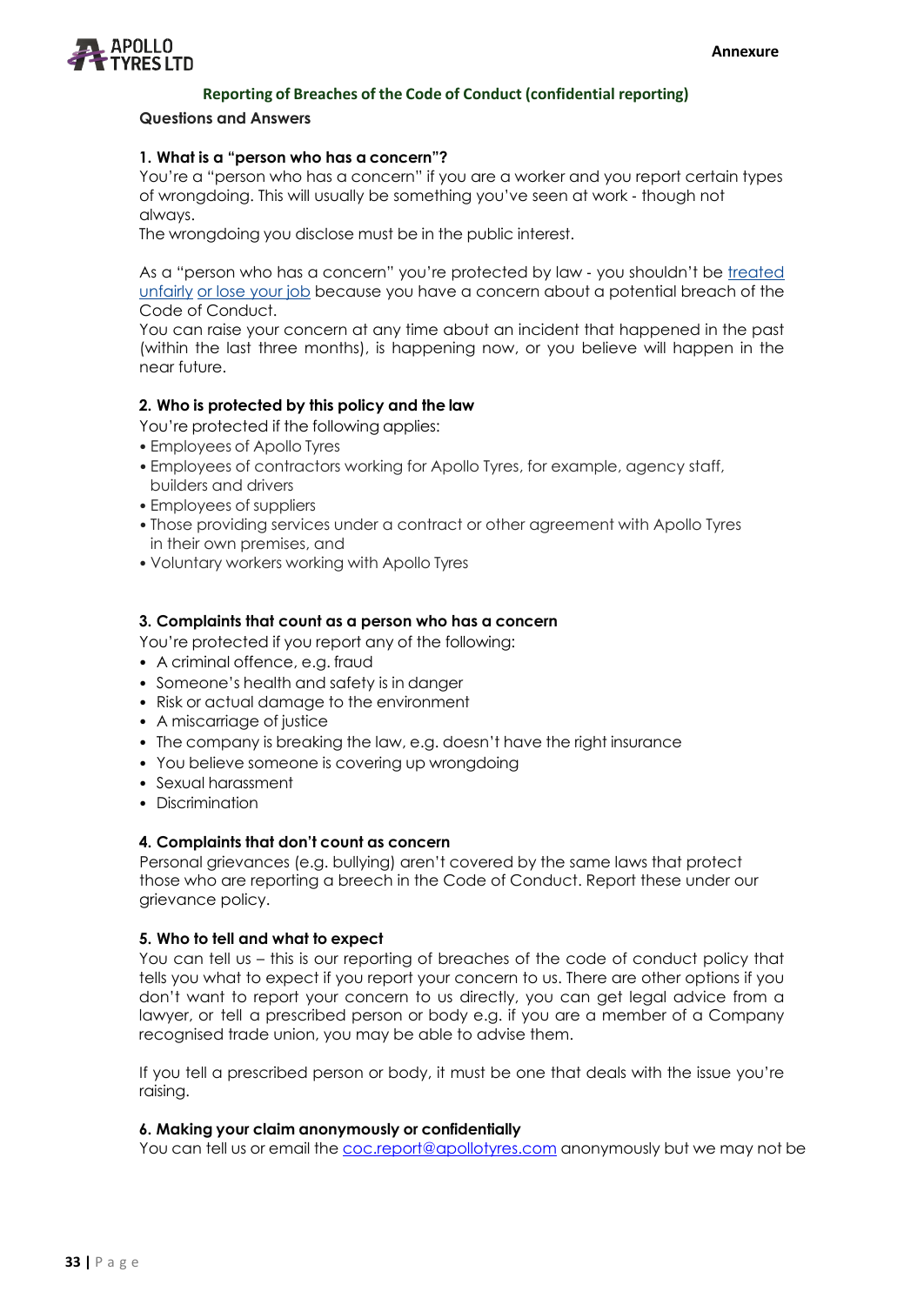Annexure

## Reporting of Breaches of the Code of Conduct (confidential reporting)

**Questions and Answers**

**1. What is a "person who has a concern"?**

You're a "person who has a concern" if you are a worker and you report certain types of wrongdoing. This will usually be something you've seen at work - though not always.

The wrongdoing you disclose must be in the public interest.

As a "person who has a concern" you're protected by law - you shouldn't be treated unfairly or lose your job because you have a concern about a potential breach of the Code of Conduct.

You can raise your concern at any time about an incident that happened in the past (within the last three months), is happening now, or you believe will happen in the near future.

**2. Who is protected by this policy and the law**

You're protected if the following applies:

- Employees of Apollo Tyres
- Employees of contractors working for Apollo Tyres, for example, agency staff, builders and drivers
- Employees of suppliers
- Those providing services under a contract or other agreement with Apollo Tyres in their own premises, and
- Voluntary workers working with Apollo Tyres

**3. Complaints that count as a person who has a concern**

You're protected if you report any of the following:

- A criminal offence, e.g. fraud
- Someone's health and safety is in danger
- Risk or actual damage to the environment
- A miscarriage of justice
- The company is breaking the law, e.g. doesn't have the right insurance
- You believe someone is covering up wrongdoing
- Sexual harassment
- Discrimination

**4. Complaints that don't count as concern**

Personal grievances (e.g. bullying) aren't covered by the same laws that protect those who are reporting a breech in the Code of Conduct. Report these under our grievance policy.

**5. Who to tell and what to expect**

You can tell us – this is our reporting of breaches of the code of conduct policy that tells you what to expect if you report your concern to us. There are other options if you don't want to report your concern to us directly, you can get legal advice from a lawyer, or tell a prescribed person or body e.g. if you are a member of a Company recognised trade union, you may be able to advise them.

If you tell a prescribed person or body, it must be one that deals with the issue you're raising.

**6. Making your claim anonymously or confidentially**

You can tell us or email the coc.report@apollotyres.com anonymously but we may not be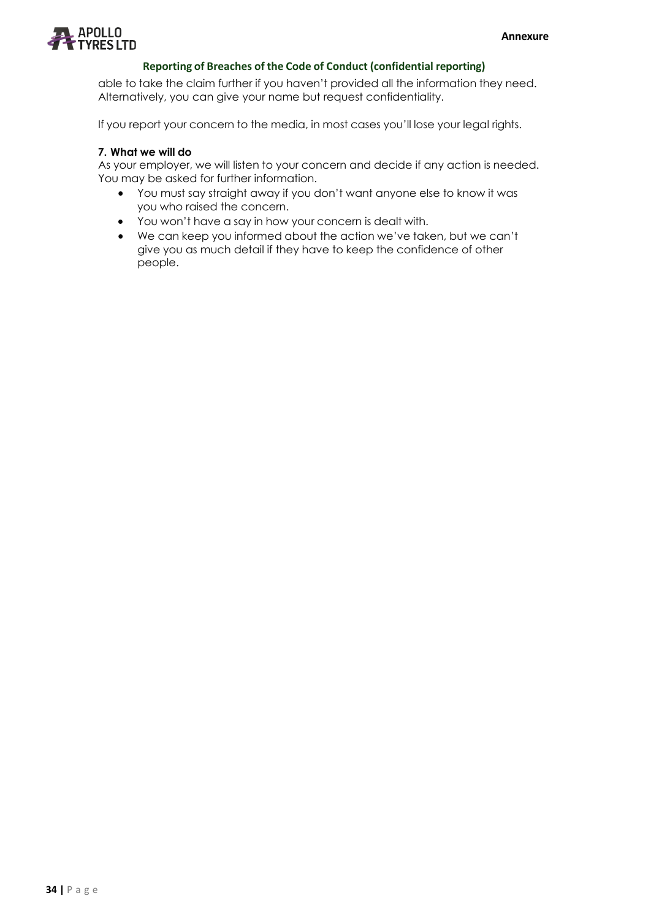able to take the claim further if you haven't provided all the information they need. Alternatively, you can give your name but request confidentiality.

If you report your concern to the media, in most cases you'll lose your legal rights.

**7. What we will do**

As your employer, we will listen to your concern and decide if any action is needed. You may be asked for further information.

- You must say straight away if you don't want anyone else to know it was you who raised the concern.
- You won't have a say in how your concern is dealt with.
- We can keep you informed about the action we've taken, but we can't give you as much detail if they have to keep the confidence of other people.